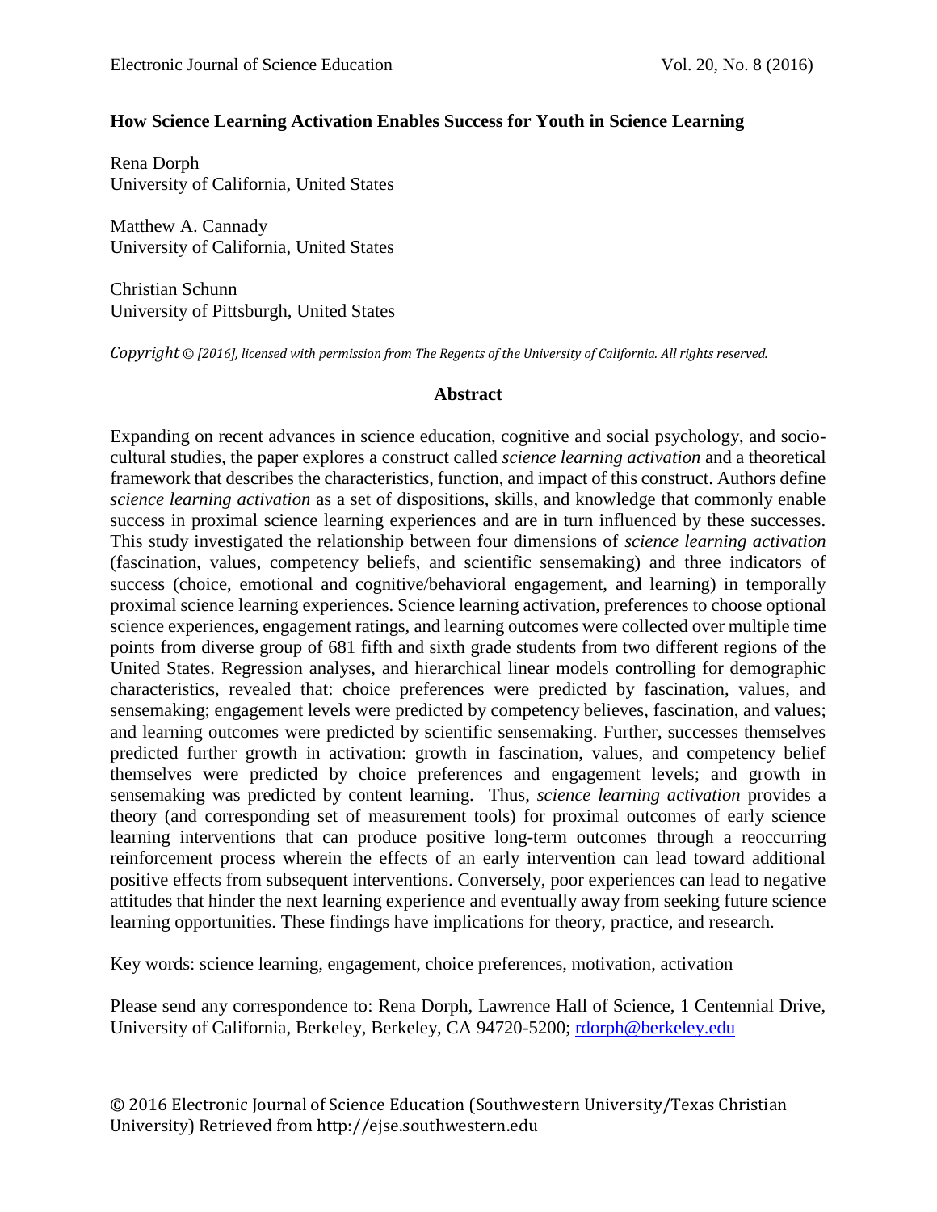# How Science Learning Activation Enables Success for Youth in Science Learning

Rena Dorph
University of California, United States

Matthew A. Cannady
University of California, United States

Christian Schunn
University of Pittsburgh, United States

*Copyright © [2016], licensed with permission from The Regents of the University of California. All rights reserved.*

## Abstract

Expanding on recent advances in science education, cognitive and social psychology, and socio-cultural studies, the paper explores a construct called *science learning activation* and a theoretical framework that describes the characteristics, function, and impact of this construct. Authors define *science learning activation* as a set of dispositions, skills, and knowledge that commonly enable success in proximal science learning experiences and are in turn influenced by these successes. This study investigated the relationship between four dimensions of *science learning activation* (fascination, values, competency beliefs, and scientific sensemaking) and three indicators of success (choice, emotional and cognitive/behavioral engagement, and learning) in temporally proximal science learning experiences. Science learning activation, preferences to choose optional science experiences, engagement ratings, and learning outcomes were collected over multiple time points from diverse group of 681 fifth and sixth grade students from two different regions of the United States. Regression analyses, and hierarchical linear models controlling for demographic characteristics, revealed that: choice preferences were predicted by fascination, values, and sensemaking; engagement levels were predicted by competency believes, fascination, and values; and learning outcomes were predicted by scientific sensemaking. Further, successes themselves predicted further growth in activation: growth in fascination, values, and competency belief themselves were predicted by choice preferences and engagement levels; and growth in sensemaking was predicted by content learning. Thus, *science learning activation* provides a theory (and corresponding set of measurement tools) for proximal outcomes of early science learning interventions that can produce positive long-term outcomes through a reoccurring reinforcement process wherein the effects of an early intervention can lead toward additional positive effects from subsequent interventions. Conversely, poor experiences can lead to negative attitudes that hinder the next learning experience and eventually away from seeking future science learning opportunities. These findings have implications for theory, practice, and research.

Key words: science learning, engagement, choice preferences, motivation, activation

Please send any correspondence to: Rena Dorph, Lawrence Hall of Science, 1 Centennial Drive, University of California, Berkeley, Berkeley, CA 94720-5200; rdorph@berkeley.edu

© 2016 Electronic Journal of Science Education (Southwestern University/Texas Christian University) Retrieved from http://ejse.southwestern.edu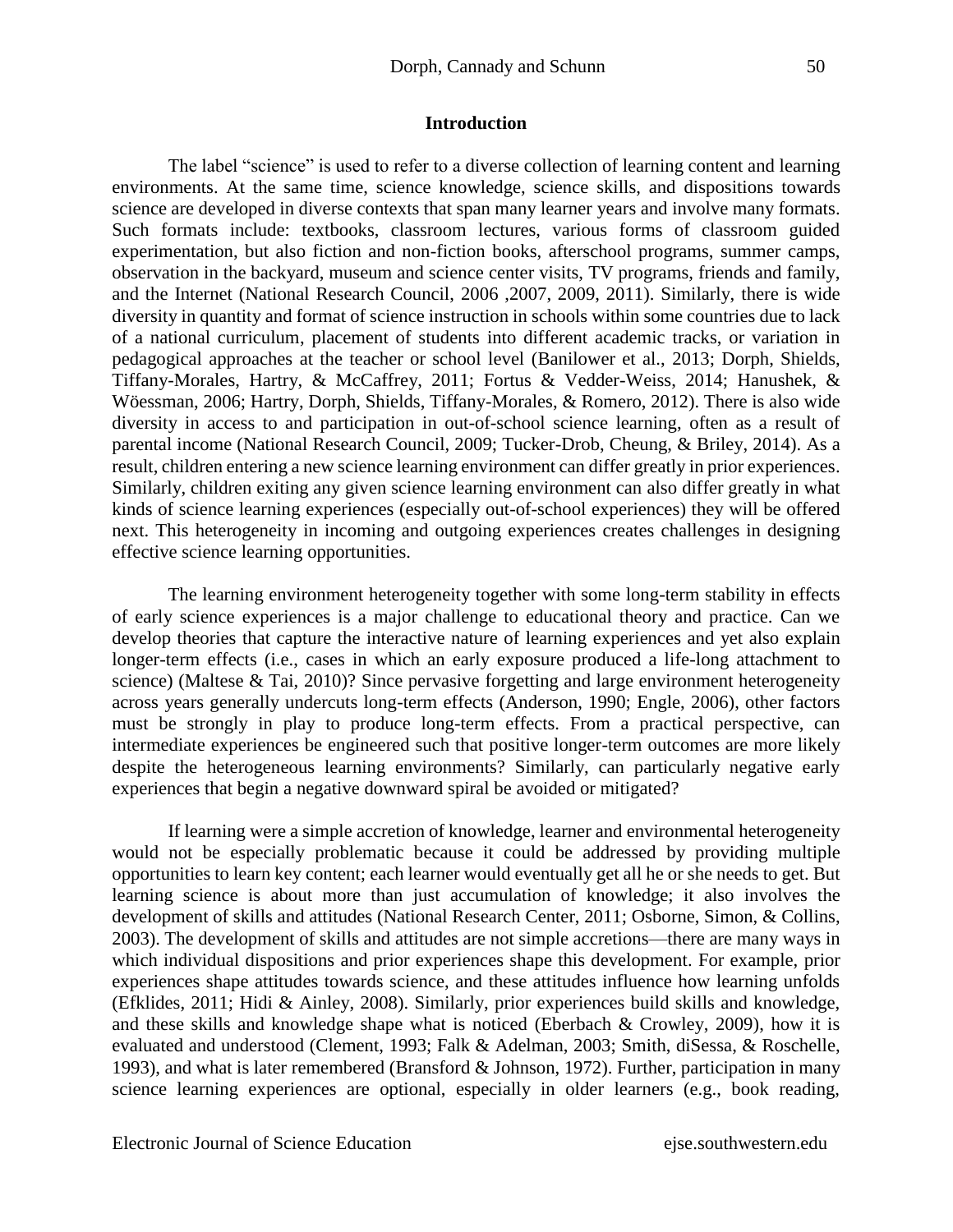## Introduction

The label "science" is used to refer to a diverse collection of learning content and learning environments. At the same time, science knowledge, science skills, and dispositions towards science are developed in diverse contexts that span many learner years and involve many formats. Such formats include: textbooks, classroom lectures, various forms of classroom guided experimentation, but also fiction and non-fiction books, afterschool programs, summer camps, observation in the backyard, museum and science center visits, TV programs, friends and family, and the Internet (National Research Council, 2006 ,2007, 2009, 2011). Similarly, there is wide diversity in quantity and format of science instruction in schools within some countries due to lack of a national curriculum, placement of students into different academic tracks, or variation in pedagogical approaches at the teacher or school level (Banilower et al., 2013; Dorph, Shields, Tiffany-Morales, Hartry, & McCaffrey, 2011; Fortus & Vedder-Weiss, 2014; Hanushek, & Wöessman, 2006; Hartry, Dorph, Shields, Tiffany-Morales, & Romero, 2012). There is also wide diversity in access to and participation in out-of-school science learning, often as a result of parental income (National Research Council, 2009; Tucker-Drob, Cheung, & Briley, 2014). As a result, children entering a new science learning environment can differ greatly in prior experiences. Similarly, children exiting any given science learning environment can also differ greatly in what kinds of science learning experiences (especially out-of-school experiences) they will be offered next. This heterogeneity in incoming and outgoing experiences creates challenges in designing effective science learning opportunities.

The learning environment heterogeneity together with some long-term stability in effects of early science experiences is a major challenge to educational theory and practice. Can we develop theories that capture the interactive nature of learning experiences and yet also explain longer-term effects (i.e., cases in which an early exposure produced a life-long attachment to science) (Maltese & Tai, 2010)? Since pervasive forgetting and large environment heterogeneity across years generally undercuts long-term effects (Anderson, 1990; Engle, 2006), other factors must be strongly in play to produce long-term effects. From a practical perspective, can intermediate experiences be engineered such that positive longer-term outcomes are more likely despite the heterogeneous learning environments? Similarly, can particularly negative early experiences that begin a negative downward spiral be avoided or mitigated?

If learning were a simple accretion of knowledge, learner and environmental heterogeneity would not be especially problematic because it could be addressed by providing multiple opportunities to learn key content; each learner would eventually get all he or she needs to get. But learning science is about more than just accumulation of knowledge; it also involves the development of skills and attitudes (National Research Center, 2011; Osborne, Simon, & Collins, 2003). The development of skills and attitudes are not simple accretions—there are many ways in which individual dispositions and prior experiences shape this development. For example, prior experiences shape attitudes towards science, and these attitudes influence how learning unfolds (Efklides, 2011; Hidi & Ainley, 2008). Similarly, prior experiences build skills and knowledge, and these skills and knowledge shape what is noticed (Eberbach & Crowley, 2009), how it is evaluated and understood (Clement, 1993; Falk & Adelman, 2003; Smith, diSessa, & Roschelle, 1993), and what is later remembered (Bransford & Johnson, 1972). Further, participation in many science learning experiences are optional, especially in older learners (e.g., book reading,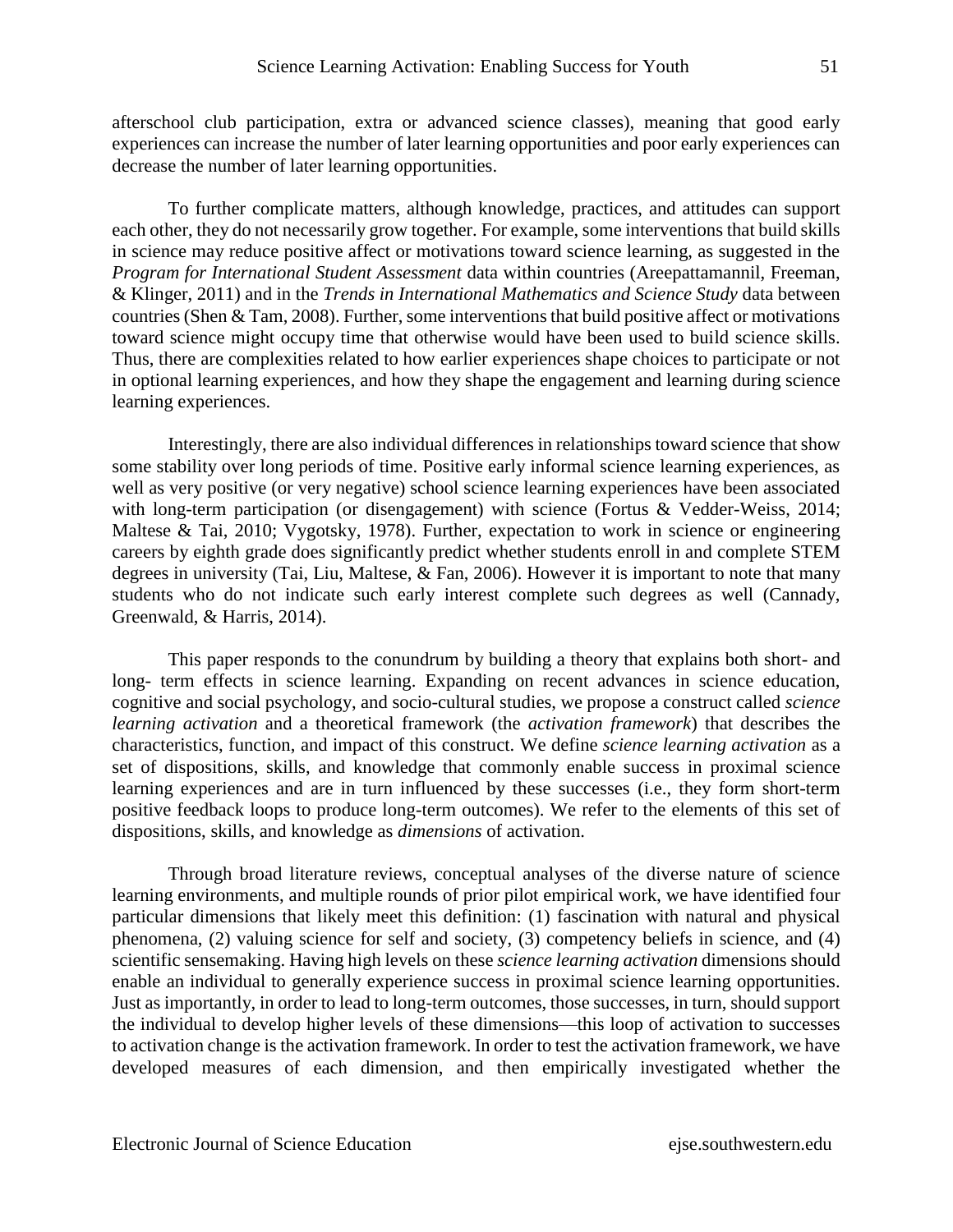afterschool club participation, extra or advanced science classes), meaning that good early experiences can increase the number of later learning opportunities and poor early experiences can decrease the number of later learning opportunities.

To further complicate matters, although knowledge, practices, and attitudes can support each other, they do not necessarily grow together. For example, some interventions that build skills in science may reduce positive affect or motivations toward science learning, as suggested in the *Program for International Student Assessment* data within countries (Areepattamannil, Freeman, & Klinger, 2011) and in the *Trends in International Mathematics and Science Study* data between countries (Shen & Tam, 2008). Further, some interventions that build positive affect or motivations toward science might occupy time that otherwise would have been used to build science skills. Thus, there are complexities related to how earlier experiences shape choices to participate or not in optional learning experiences, and how they shape the engagement and learning during science learning experiences.

Interestingly, there are also individual differences in relationships toward science that show some stability over long periods of time. Positive early informal science learning experiences, as well as very positive (or very negative) school science learning experiences have been associated with long-term participation (or disengagement) with science (Fortus & Vedder-Weiss, 2014; Maltese & Tai, 2010; Vygotsky, 1978). Further, expectation to work in science or engineering careers by eighth grade does significantly predict whether students enroll in and complete STEM degrees in university (Tai, Liu, Maltese, & Fan, 2006). However it is important to note that many students who do not indicate such early interest complete such degrees as well (Cannady, Greenwald, & Harris, 2014).

This paper responds to the conundrum by building a theory that explains both short- and long- term effects in science learning. Expanding on recent advances in science education, cognitive and social psychology, and socio-cultural studies, we propose a construct called *science learning activation* and a theoretical framework (the *activation framework*) that describes the characteristics, function, and impact of this construct. We define *science learning activation* as a set of dispositions, skills, and knowledge that commonly enable success in proximal science learning experiences and are in turn influenced by these successes (i.e., they form short-term positive feedback loops to produce long-term outcomes). We refer to the elements of this set of dispositions, skills, and knowledge as *dimensions* of activation.

Through broad literature reviews, conceptual analyses of the diverse nature of science learning environments, and multiple rounds of prior pilot empirical work, we have identified four particular dimensions that likely meet this definition: (1) fascination with natural and physical phenomena, (2) valuing science for self and society, (3) competency beliefs in science, and (4) scientific sensemaking. Having high levels on these *science learning activation* dimensions should enable an individual to generally experience success in proximal science learning opportunities. Just as importantly, in order to lead to long-term outcomes, those successes, in turn, should support the individual to develop higher levels of these dimensions—this loop of activation to successes to activation change is the activation framework. In order to test the activation framework, we have developed measures of each dimension, and then empirically investigated whether the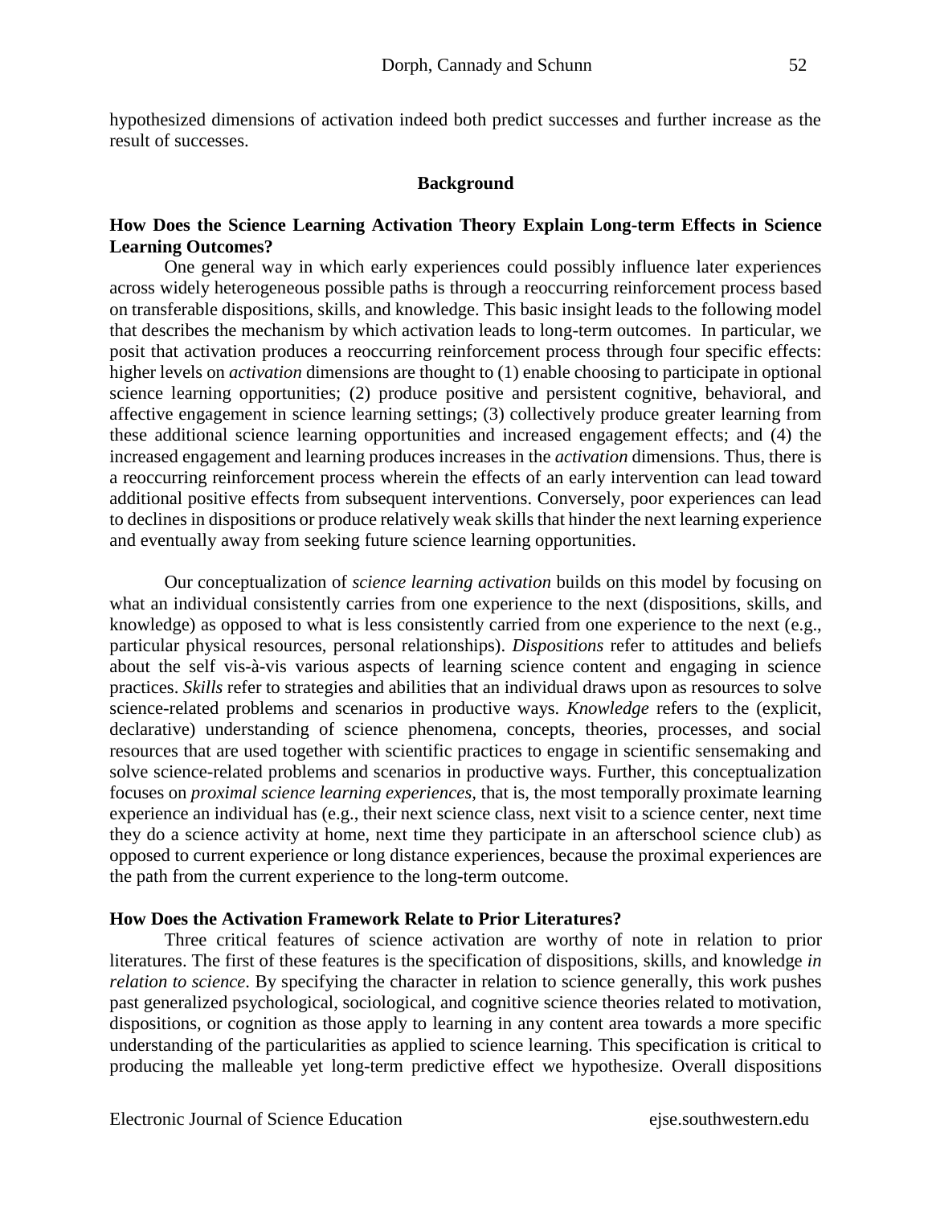hypothesized dimensions of activation indeed both predict successes and further increase as the result of successes.

## Background

### How Does the Science Learning Activation Theory Explain Long-term Effects in Science Learning Outcomes?

One general way in which early experiences could possibly influence later experiences across widely heterogeneous possible paths is through a reoccurring reinforcement process based on transferable dispositions, skills, and knowledge. This basic insight leads to the following model that describes the mechanism by which activation leads to long-term outcomes. In particular, we posit that activation produces a reoccurring reinforcement process through four specific effects: higher levels on *activation* dimensions are thought to (1) enable choosing to participate in optional science learning opportunities; (2) produce positive and persistent cognitive, behavioral, and affective engagement in science learning settings; (3) collectively produce greater learning from these additional science learning opportunities and increased engagement effects; and (4) the increased engagement and learning produces increases in the *activation* dimensions. Thus, there is a reoccurring reinforcement process wherein the effects of an early intervention can lead toward additional positive effects from subsequent interventions. Conversely, poor experiences can lead to declines in dispositions or produce relatively weak skills that hinder the next learning experience and eventually away from seeking future science learning opportunities.

Our conceptualization of *science learning activation* builds on this model by focusing on what an individual consistently carries from one experience to the next (dispositions, skills, and knowledge) as opposed to what is less consistently carried from one experience to the next (e.g., particular physical resources, personal relationships). *Dispositions* refer to attitudes and beliefs about the self vis-à-vis various aspects of learning science content and engaging in science practices. *Skills* refer to strategies and abilities that an individual draws upon as resources to solve science-related problems and scenarios in productive ways. *Knowledge* refers to the (explicit, declarative) understanding of science phenomena, concepts, theories, processes, and social resources that are used together with scientific practices to engage in scientific sensemaking and solve science-related problems and scenarios in productive ways. Further, this conceptualization focuses on *proximal science learning experiences*, that is, the most temporally proximate learning experience an individual has (e.g., their next science class, next visit to a science center, next time they do a science activity at home, next time they participate in an afterschool science club) as opposed to current experience or long distance experiences, because the proximal experiences are the path from the current experience to the long-term outcome.

### How Does the Activation Framework Relate to Prior Literatures?

Three critical features of science activation are worthy of note in relation to prior literatures. The first of these features is the specification of dispositions, skills, and knowledge *in relation to science*. By specifying the character in relation to science generally, this work pushes past generalized psychological, sociological, and cognitive science theories related to motivation, dispositions, or cognition as those apply to learning in any content area towards a more specific understanding of the particularities as applied to science learning. This specification is critical to producing the malleable yet long-term predictive effect we hypothesize. Overall dispositions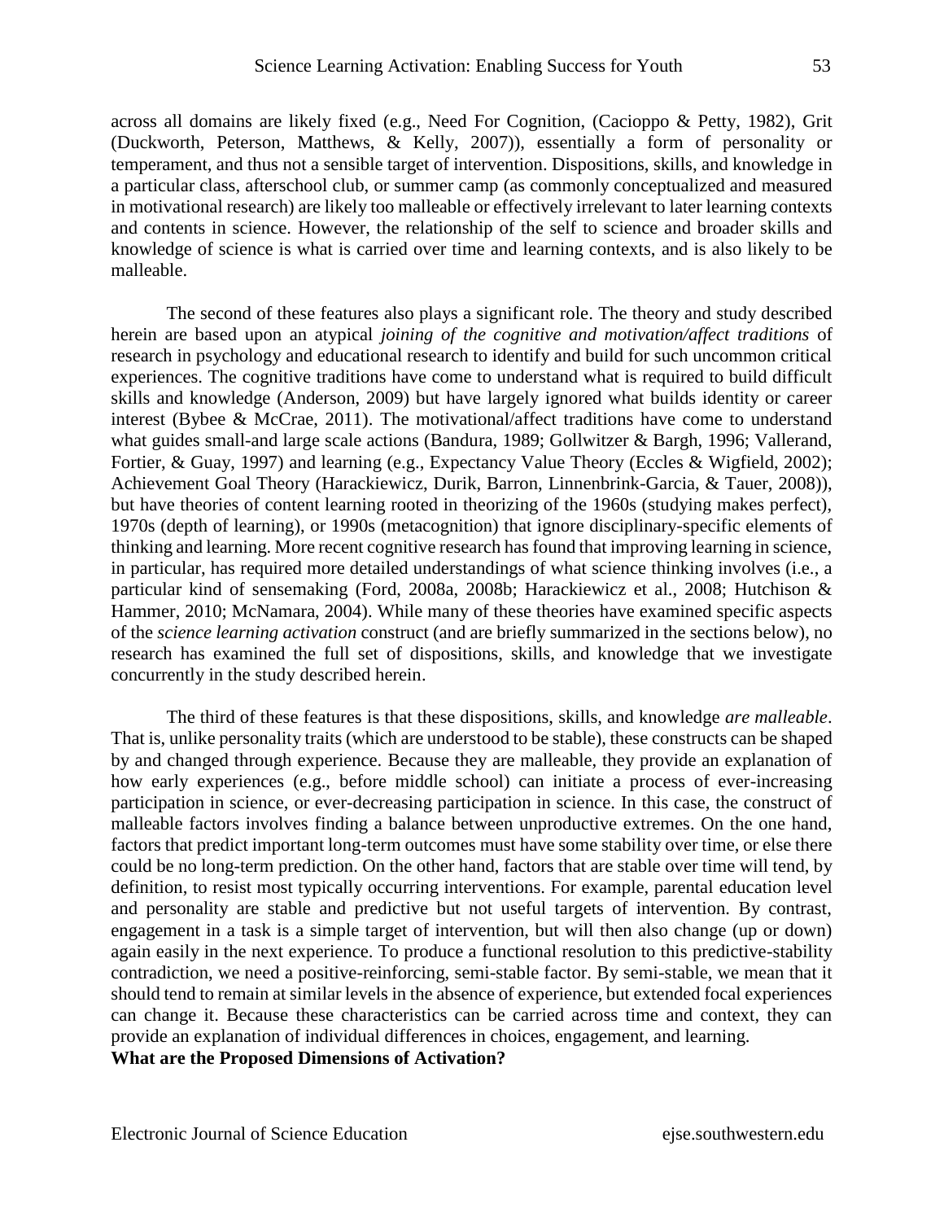across all domains are likely fixed (e.g., Need For Cognition, (Cacioppo & Petty, 1982), Grit (Duckworth, Peterson, Matthews, & Kelly, 2007)), essentially a form of personality or temperament, and thus not a sensible target of intervention. Dispositions, skills, and knowledge in a particular class, afterschool club, or summer camp (as commonly conceptualized and measured in motivational research) are likely too malleable or effectively irrelevant to later learning contexts and contents in science. However, the relationship of the self to science and broader skills and knowledge of science is what is carried over time and learning contexts, and is also likely to be malleable.

The second of these features also plays a significant role. The theory and study described herein are based upon an atypical *joining of the cognitive and motivation/affect traditions* of research in psychology and educational research to identify and build for such uncommon critical experiences. The cognitive traditions have come to understand what is required to build difficult skills and knowledge (Anderson, 2009) but have largely ignored what builds identity or career interest (Bybee & McCrae, 2011). The motivational/affect traditions have come to understand what guides small-and large scale actions (Bandura, 1989; Gollwitzer & Bargh, 1996; Vallerand, Fortier, & Guay, 1997) and learning (e.g., Expectancy Value Theory (Eccles & Wigfield, 2002); Achievement Goal Theory (Harackiewicz, Durik, Barron, Linnenbrink-Garcia, & Tauer, 2008)), but have theories of content learning rooted in theorizing of the 1960s (studying makes perfect), 1970s (depth of learning), or 1990s (metacognition) that ignore disciplinary-specific elements of thinking and learning. More recent cognitive research has found that improving learning in science, in particular, has required more detailed understandings of what science thinking involves (i.e., a particular kind of sensemaking (Ford, 2008a, 2008b; Harackiewicz et al., 2008; Hutchison & Hammer, 2010; McNamara, 2004). While many of these theories have examined specific aspects of the *science learning activation* construct (and are briefly summarized in the sections below), no research has examined the full set of dispositions, skills, and knowledge that we investigate concurrently in the study described herein.

The third of these features is that these dispositions, skills, and knowledge *are malleable*. That is, unlike personality traits (which are understood to be stable), these constructs can be shaped by and changed through experience. Because they are malleable, they provide an explanation of how early experiences (e.g., before middle school) can initiate a process of ever-increasing participation in science, or ever-decreasing participation in science. In this case, the construct of malleable factors involves finding a balance between unproductive extremes. On the one hand, factors that predict important long-term outcomes must have some stability over time, or else there could be no long-term prediction. On the other hand, factors that are stable over time will tend, by definition, to resist most typically occurring interventions. For example, parental education level and personality are stable and predictive but not useful targets of intervention. By contrast, engagement in a task is a simple target of intervention, but will then also change (up or down) again easily in the next experience. To produce a functional resolution to this predictive-stability contradiction, we need a positive-reinforcing, semi-stable factor. By semi-stable, we mean that it should tend to remain at similar levels in the absence of experience, but extended focal experiences can change it. Because these characteristics can be carried across time and context, they can provide an explanation of individual differences in choices, engagement, and learning.

**What are the Proposed Dimensions of Activation?**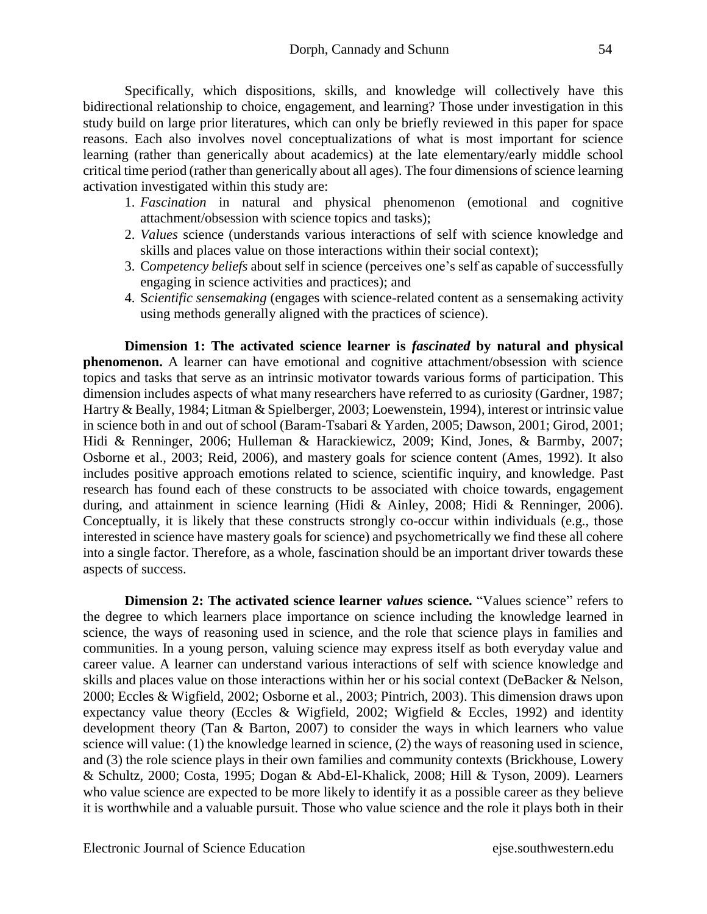Specifically, which dispositions, skills, and knowledge will collectively have this bidirectional relationship to choice, engagement, and learning? Those under investigation in this study build on large prior literatures, which can only be briefly reviewed in this paper for space reasons. Each also involves novel conceptualizations of what is most important for science learning (rather than generically about academics) at the late elementary/early middle school critical time period (rather than generically about all ages). The four dimensions of science learning activation investigated within this study are:

1. *Fascination* in natural and physical phenomenon (emotional and cognitive attachment/obsession with science topics and tasks);
2. *Values* science (understands various interactions of self with science knowledge and skills and places value on those interactions within their social context);
3. C*ompetency beliefs* about self in science (perceives one's self as capable of successfully engaging in science activities and practices); and
4. S*cientific sensemaking* (engages with science-related content as a sensemaking activity using methods generally aligned with the practices of science).

**Dimension 1: The activated science learner is *fascinated* by natural and physical phenomenon.** A learner can have emotional and cognitive attachment/obsession with science topics and tasks that serve as an intrinsic motivator towards various forms of participation. This dimension includes aspects of what many researchers have referred to as curiosity (Gardner, 1987; Hartry & Beally, 1984; Litman & Spielberger, 2003; Loewenstein, 1994), interest or intrinsic value in science both in and out of school (Baram-Tsabari & Yarden, 2005; Dawson, 2001; Girod, 2001; Hidi & Renninger, 2006; Hulleman & Harackiewicz, 2009; Kind, Jones, & Barmby, 2007; Osborne et al., 2003; Reid, 2006), and mastery goals for science content (Ames, 1992). It also includes positive approach emotions related to science, scientific inquiry, and knowledge. Past research has found each of these constructs to be associated with choice towards, engagement during, and attainment in science learning (Hidi & Ainley, 2008; Hidi & Renninger, 2006). Conceptually, it is likely that these constructs strongly co-occur within individuals (e.g., those interested in science have mastery goals for science) and psychometrically we find these all cohere into a single factor. Therefore, as a whole, fascination should be an important driver towards these aspects of success.

**Dimension 2: The activated science learner *values* science.** "Values science" refers to the degree to which learners place importance on science including the knowledge learned in science, the ways of reasoning used in science, and the role that science plays in families and communities. In a young person, valuing science may express itself as both everyday value and career value. A learner can understand various interactions of self with science knowledge and skills and places value on those interactions within her or his social context (DeBacker & Nelson, 2000; Eccles & Wigfield, 2002; Osborne et al., 2003; Pintrich, 2003). This dimension draws upon expectancy value theory (Eccles & Wigfield, 2002; Wigfield & Eccles, 1992) and identity development theory (Tan & Barton, 2007) to consider the ways in which learners who value science will value: (1) the knowledge learned in science, (2) the ways of reasoning used in science, and (3) the role science plays in their own families and community contexts (Brickhouse, Lowery & Schultz, 2000; Costa, 1995; Dogan & Abd-El-Khalick, 2008; Hill & Tyson, 2009). Learners who value science are expected to be more likely to identify it as a possible career as they believe it is worthwhile and a valuable pursuit. Those who value science and the role it plays both in their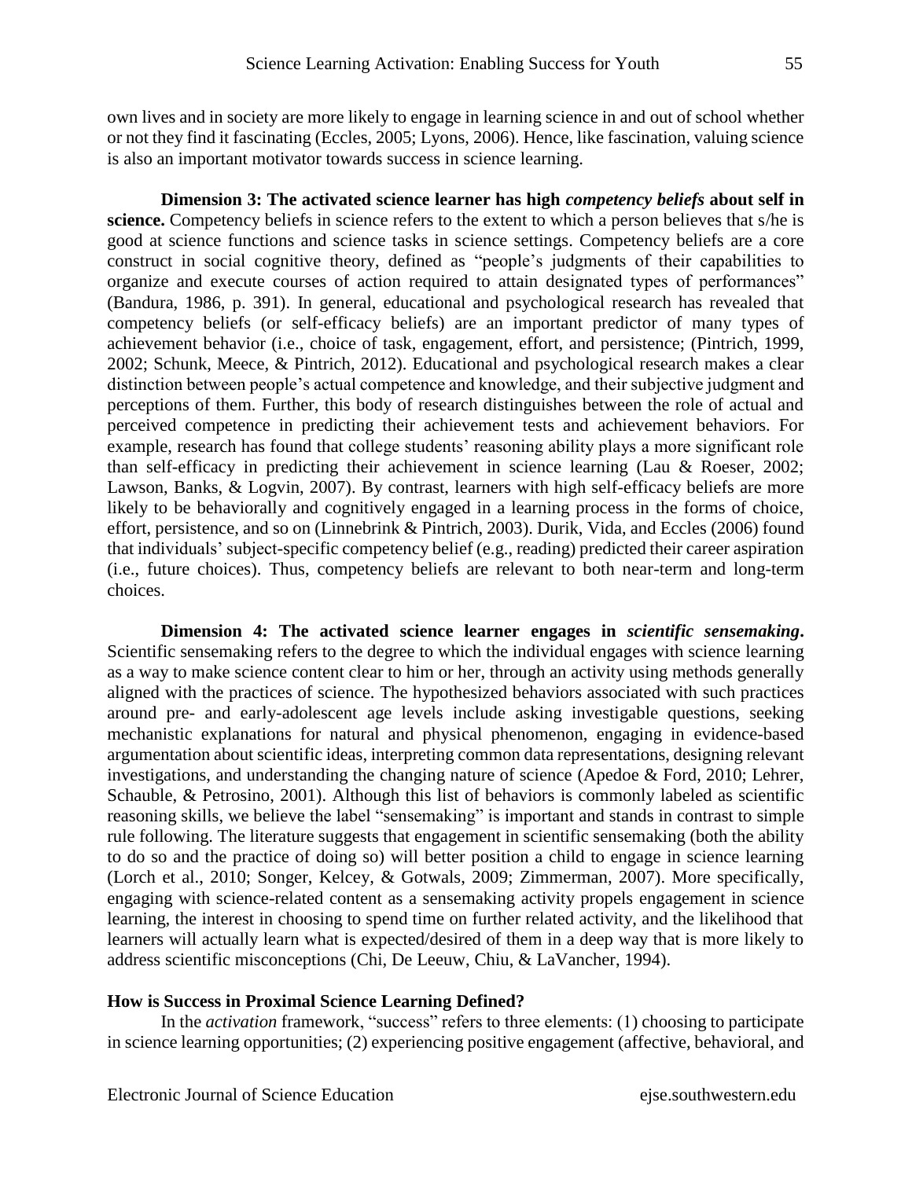own lives and in society are more likely to engage in learning science in and out of school whether or not they find it fascinating (Eccles, 2005; Lyons, 2006). Hence, like fascination, valuing science is also an important motivator towards success in science learning.

**Dimension 3: The activated science learner has high *competency beliefs* about self in science.** Competency beliefs in science refers to the extent to which a person believes that s/he is good at science functions and science tasks in science settings. Competency beliefs are a core construct in social cognitive theory, defined as "people's judgments of their capabilities to organize and execute courses of action required to attain designated types of performances" (Bandura, 1986, p. 391). In general, educational and psychological research has revealed that competency beliefs (or self-efficacy beliefs) are an important predictor of many types of achievement behavior (i.e., choice of task, engagement, effort, and persistence; (Pintrich, 1999, 2002; Schunk, Meece, & Pintrich, 2012). Educational and psychological research makes a clear distinction between people's actual competence and knowledge, and their subjective judgment and perceptions of them. Further, this body of research distinguishes between the role of actual and perceived competence in predicting their achievement tests and achievement behaviors. For example, research has found that college students' reasoning ability plays a more significant role than self-efficacy in predicting their achievement in science learning (Lau & Roeser, 2002; Lawson, Banks, & Logvin, 2007). By contrast, learners with high self-efficacy beliefs are more likely to be behaviorally and cognitively engaged in a learning process in the forms of choice, effort, persistence, and so on (Linnebrink & Pintrich, 2003). Durik, Vida, and Eccles (2006) found that individuals' subject-specific competency belief (e.g., reading) predicted their career aspiration (i.e., future choices). Thus, competency beliefs are relevant to both near-term and long-term choices.

**Dimension 4: The activated science learner engages in *scientific sensemaking*.** Scientific sensemaking refers to the degree to which the individual engages with science learning as a way to make science content clear to him or her, through an activity using methods generally aligned with the practices of science. The hypothesized behaviors associated with such practices around pre- and early-adolescent age levels include asking investigable questions, seeking mechanistic explanations for natural and physical phenomenon, engaging in evidence-based argumentation about scientific ideas, interpreting common data representations, designing relevant investigations, and understanding the changing nature of science (Apedoe & Ford, 2010; Lehrer, Schauble, & Petrosino, 2001). Although this list of behaviors is commonly labeled as scientific reasoning skills, we believe the label "sensemaking" is important and stands in contrast to simple rule following. The literature suggests that engagement in scientific sensemaking (both the ability to do so and the practice of doing so) will better position a child to engage in science learning (Lorch et al., 2010; Songer, Kelcey, & Gotwals, 2009; Zimmerman, 2007). More specifically, engaging with science-related content as a sensemaking activity propels engagement in science learning, the interest in choosing to spend time on further related activity, and the likelihood that learners will actually learn what is expected/desired of them in a deep way that is more likely to address scientific misconceptions (Chi, De Leeuw, Chiu, & LaVancher, 1994).

## How is Success in Proximal Science Learning Defined?

In the *activation* framework, "success" refers to three elements: (1) choosing to participate in science learning opportunities; (2) experiencing positive engagement (affective, behavioral, and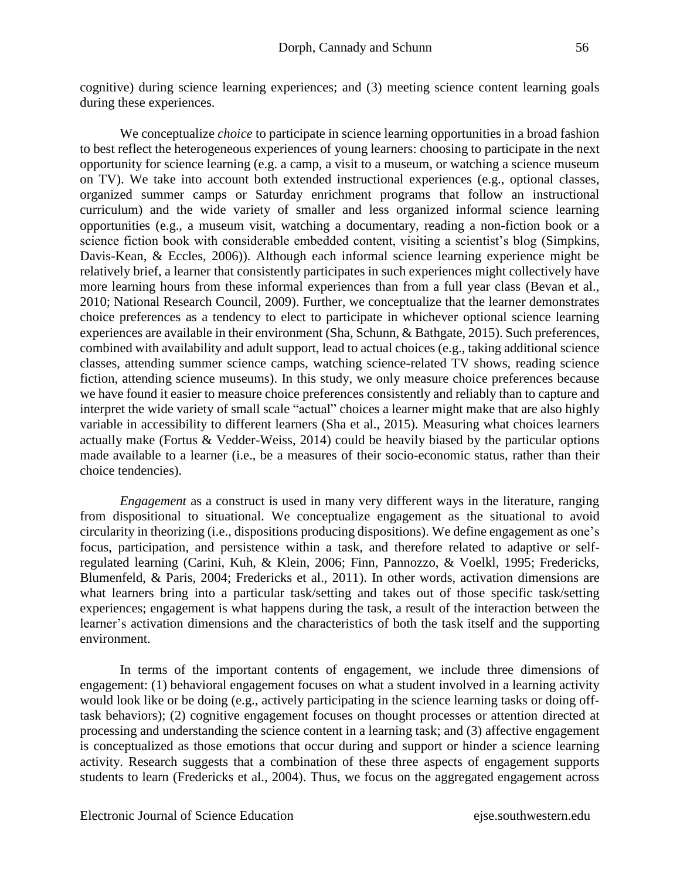cognitive) during science learning experiences; and (3) meeting science content learning goals during these experiences.

We conceptualize *choice* to participate in science learning opportunities in a broad fashion to best reflect the heterogeneous experiences of young learners: choosing to participate in the next opportunity for science learning (e.g. a camp, a visit to a museum, or watching a science museum on TV). We take into account both extended instructional experiences (e.g., optional classes, organized summer camps or Saturday enrichment programs that follow an instructional curriculum) and the wide variety of smaller and less organized informal science learning opportunities (e.g., a museum visit, watching a documentary, reading a non-fiction book or a science fiction book with considerable embedded content, visiting a scientist's blog (Simpkins, Davis-Kean, & Eccles, 2006)). Although each informal science learning experience might be relatively brief, a learner that consistently participates in such experiences might collectively have more learning hours from these informal experiences than from a full year class (Bevan et al., 2010; National Research Council, 2009). Further, we conceptualize that the learner demonstrates choice preferences as a tendency to elect to participate in whichever optional science learning experiences are available in their environment (Sha, Schunn, & Bathgate, 2015). Such preferences, combined with availability and adult support, lead to actual choices (e.g., taking additional science classes, attending summer science camps, watching science-related TV shows, reading science fiction, attending science museums). In this study, we only measure choice preferences because we have found it easier to measure choice preferences consistently and reliably than to capture and interpret the wide variety of small scale "actual" choices a learner might make that are also highly variable in accessibility to different learners (Sha et al., 2015). Measuring what choices learners actually make (Fortus & Vedder-Weiss, 2014) could be heavily biased by the particular options made available to a learner (i.e., be a measures of their socio-economic status, rather than their choice tendencies).

*Engagement* as a construct is used in many very different ways in the literature, ranging from dispositional to situational. We conceptualize engagement as the situational to avoid circularity in theorizing (i.e., dispositions producing dispositions). We define engagement as one's focus, participation, and persistence within a task, and therefore related to adaptive or self-regulated learning (Carini, Kuh, & Klein, 2006; Finn, Pannozzo, & Voelkl, 1995; Fredericks, Blumenfeld, & Paris, 2004; Fredericks et al., 2011). In other words, activation dimensions are what learners bring into a particular task/setting and takes out of those specific task/setting experiences; engagement is what happens during the task, a result of the interaction between the learner's activation dimensions and the characteristics of both the task itself and the supporting environment.

In terms of the important contents of engagement, we include three dimensions of engagement: (1) behavioral engagement focuses on what a student involved in a learning activity would look like or be doing (e.g., actively participating in the science learning tasks or doing off-task behaviors); (2) cognitive engagement focuses on thought processes or attention directed at processing and understanding the science content in a learning task; and (3) affective engagement is conceptualized as those emotions that occur during and support or hinder a science learning activity. Research suggests that a combination of these three aspects of engagement supports students to learn (Fredericks et al., 2004). Thus, we focus on the aggregated engagement across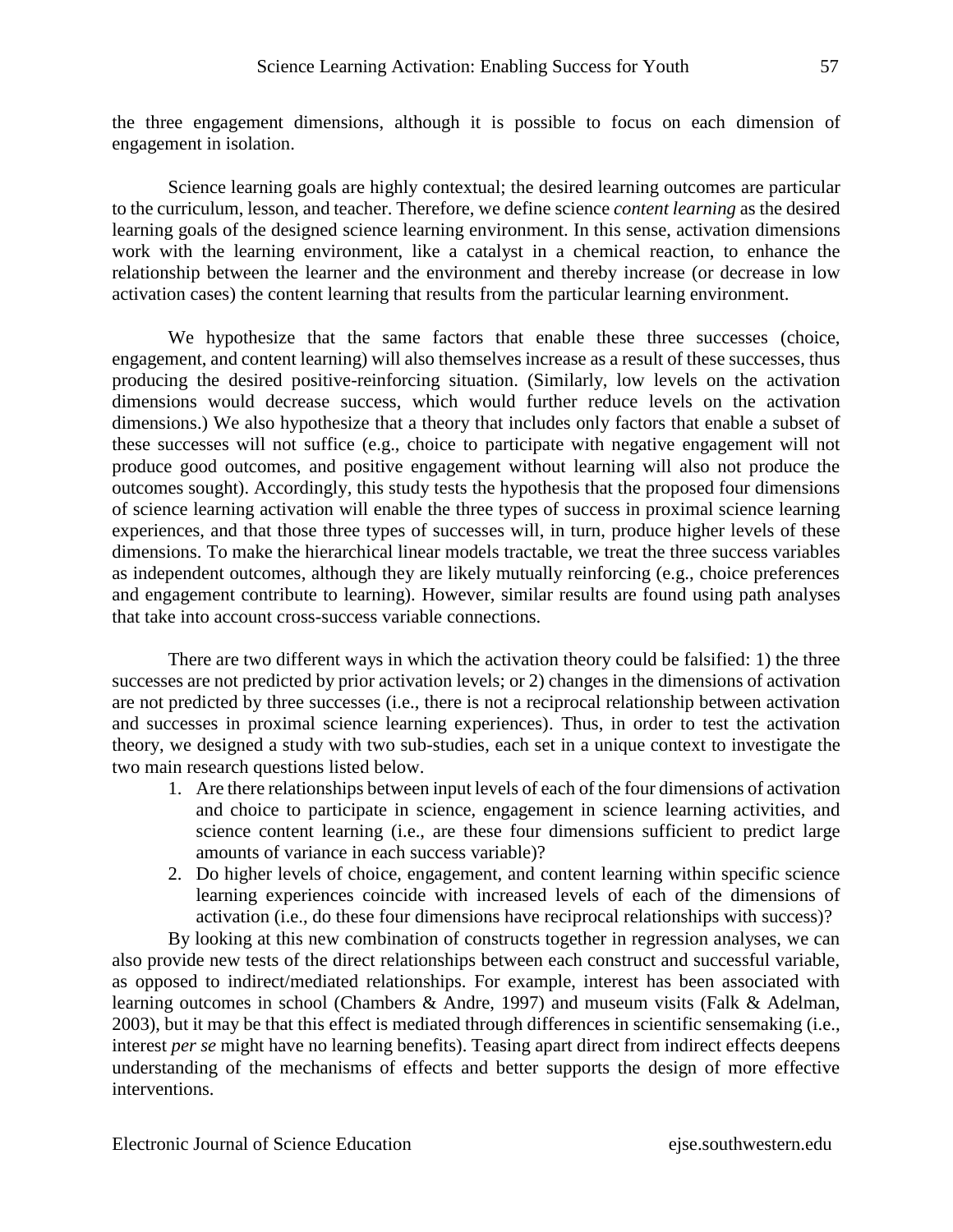the three engagement dimensions, although it is possible to focus on each dimension of engagement in isolation.

Science learning goals are highly contextual; the desired learning outcomes are particular to the curriculum, lesson, and teacher. Therefore, we define science *content learning* as the desired learning goals of the designed science learning environment. In this sense, activation dimensions work with the learning environment, like a catalyst in a chemical reaction, to enhance the relationship between the learner and the environment and thereby increase (or decrease in low activation cases) the content learning that results from the particular learning environment.

We hypothesize that the same factors that enable these three successes (choice, engagement, and content learning) will also themselves increase as a result of these successes, thus producing the desired positive-reinforcing situation. (Similarly, low levels on the activation dimensions would decrease success, which would further reduce levels on the activation dimensions.) We also hypothesize that a theory that includes only factors that enable a subset of these successes will not suffice (e.g., choice to participate with negative engagement will not produce good outcomes, and positive engagement without learning will also not produce the outcomes sought). Accordingly, this study tests the hypothesis that the proposed four dimensions of science learning activation will enable the three types of success in proximal science learning experiences, and that those three types of successes will, in turn, produce higher levels of these dimensions. To make the hierarchical linear models tractable, we treat the three success variables as independent outcomes, although they are likely mutually reinforcing (e.g., choice preferences and engagement contribute to learning). However, similar results are found using path analyses that take into account cross-success variable connections.

There are two different ways in which the activation theory could be falsified: 1) the three successes are not predicted by prior activation levels; or 2) changes in the dimensions of activation are not predicted by three successes (i.e., there is not a reciprocal relationship between activation and successes in proximal science learning experiences). Thus, in order to test the activation theory, we designed a study with two sub-studies, each set in a unique context to investigate the two main research questions listed below.

1. Are there relationships between input levels of each of the four dimensions of activation and choice to participate in science, engagement in science learning activities, and science content learning (i.e., are these four dimensions sufficient to predict large amounts of variance in each success variable)?
2. Do higher levels of choice, engagement, and content learning within specific science learning experiences coincide with increased levels of each of the dimensions of activation (i.e., do these four dimensions have reciprocal relationships with success)?

By looking at this new combination of constructs together in regression analyses, we can also provide new tests of the direct relationships between each construct and successful variable, as opposed to indirect/mediated relationships. For example, interest has been associated with learning outcomes in school (Chambers & Andre, 1997) and museum visits (Falk & Adelman, 2003), but it may be that this effect is mediated through differences in scientific sensemaking (i.e., interest *per se* might have no learning benefits). Teasing apart direct from indirect effects deepens understanding of the mechanisms of effects and better supports the design of more effective interventions.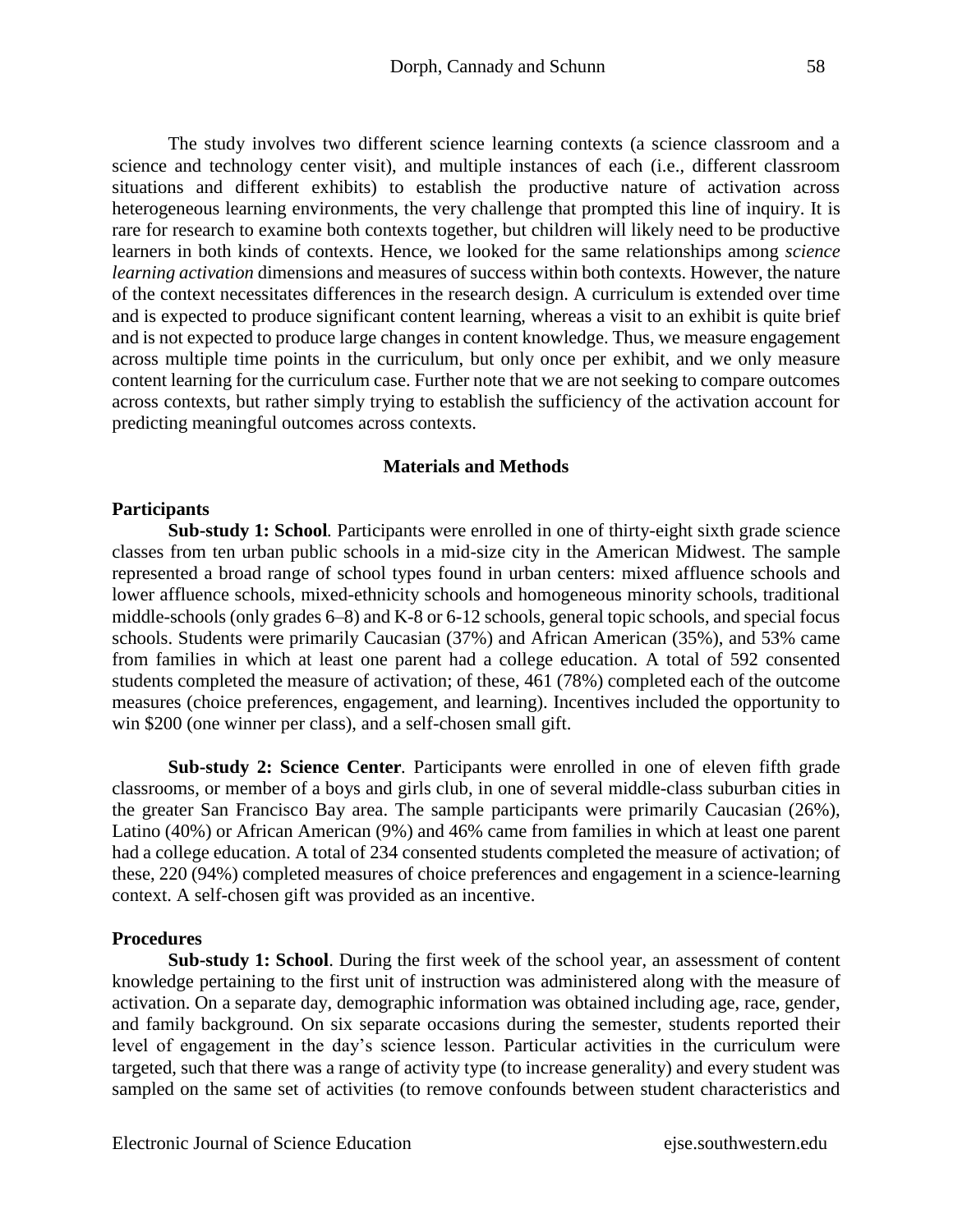The study involves two different science learning contexts (a science classroom and a science and technology center visit), and multiple instances of each (i.e., different classroom situations and different exhibits) to establish the productive nature of activation across heterogeneous learning environments, the very challenge that prompted this line of inquiry. It is rare for research to examine both contexts together, but children will likely need to be productive learners in both kinds of contexts. Hence, we looked for the same relationships among *science learning activation* dimensions and measures of success within both contexts. However, the nature of the context necessitates differences in the research design. A curriculum is extended over time and is expected to produce significant content learning, whereas a visit to an exhibit is quite brief and is not expected to produce large changes in content knowledge. Thus, we measure engagement across multiple time points in the curriculum, but only once per exhibit, and we only measure content learning for the curriculum case. Further note that we are not seeking to compare outcomes across contexts, but rather simply trying to establish the sufficiency of the activation account for predicting meaningful outcomes across contexts.

## Materials and Methods

### Participants

**Sub-study 1: School***.* Participants were enrolled in one of thirty-eight sixth grade science classes from ten urban public schools in a mid-size city in the American Midwest. The sample represented a broad range of school types found in urban centers: mixed affluence schools and lower affluence schools, mixed-ethnicity schools and homogeneous minority schools, traditional middle-schools (only grades 6–8) and K-8 or 6-12 schools, general topic schools, and special focus schools. Students were primarily Caucasian (37%) and African American (35%), and 53% came from families in which at least one parent had a college education. A total of 592 consented students completed the measure of activation; of these, 461 (78%) completed each of the outcome measures (choice preferences, engagement, and learning). Incentives included the opportunity to win $200 (one winner per class), and a self-chosen small gift.

**Sub-study 2: Science Center**. Participants were enrolled in one of eleven fifth grade classrooms, or member of a boys and girls club, in one of several middle-class suburban cities in the greater San Francisco Bay area. The sample participants were primarily Caucasian (26%), Latino (40%) or African American (9%) and 46% came from families in which at least one parent had a college education. A total of 234 consented students completed the measure of activation; of these, 220 (94%) completed measures of choice preferences and engagement in a science-learning context. A self-chosen gift was provided as an incentive.

### Procedures

**Sub-study 1: School**. During the first week of the school year, an assessment of content knowledge pertaining to the first unit of instruction was administered along with the measure of activation. On a separate day, demographic information was obtained including age, race, gender, and family background. On six separate occasions during the semester, students reported their level of engagement in the day's science lesson. Particular activities in the curriculum were targeted, such that there was a range of activity type (to increase generality) and every student was sampled on the same set of activities (to remove confounds between student characteristics and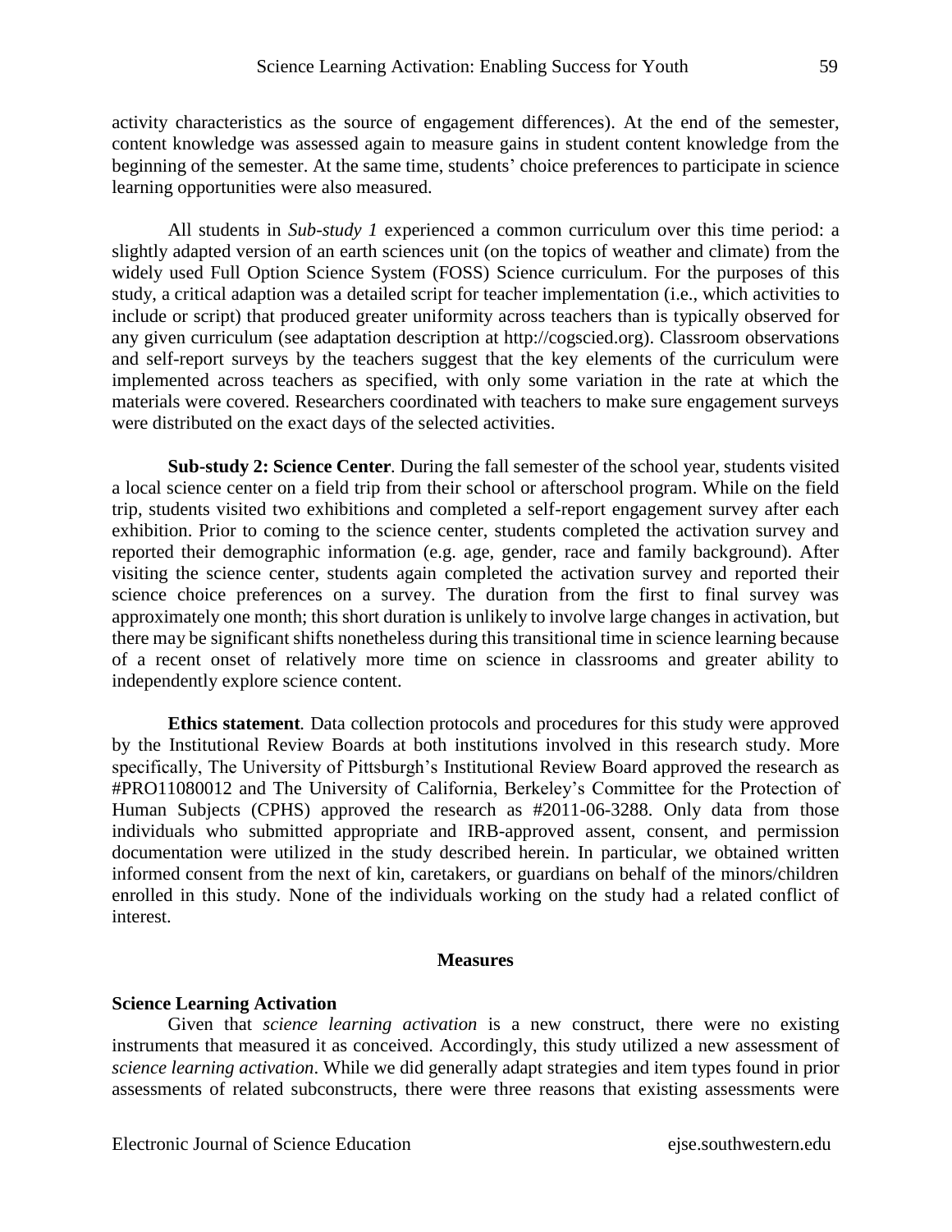activity characteristics as the source of engagement differences). At the end of the semester, content knowledge was assessed again to measure gains in student content knowledge from the beginning of the semester. At the same time, students' choice preferences to participate in science learning opportunities were also measured.

All students in *Sub-study 1* experienced a common curriculum over this time period: a slightly adapted version of an earth sciences unit (on the topics of weather and climate) from the widely used Full Option Science System (FOSS) Science curriculum. For the purposes of this study, a critical adaption was a detailed script for teacher implementation (i.e., which activities to include or script) that produced greater uniformity across teachers than is typically observed for any given curriculum (see adaptation description at http://cogscied.org). Classroom observations and self-report surveys by the teachers suggest that the key elements of the curriculum were implemented across teachers as specified, with only some variation in the rate at which the materials were covered. Researchers coordinated with teachers to make sure engagement surveys were distributed on the exact days of the selected activities.

**Sub-study 2: Science Center**. During the fall semester of the school year, students visited a local science center on a field trip from their school or afterschool program. While on the field trip, students visited two exhibitions and completed a self-report engagement survey after each exhibition. Prior to coming to the science center, students completed the activation survey and reported their demographic information (e.g. age, gender, race and family background). After visiting the science center, students again completed the activation survey and reported their science choice preferences on a survey. The duration from the first to final survey was approximately one month; this short duration is unlikely to involve large changes in activation, but there may be significant shifts nonetheless during this transitional time in science learning because of a recent onset of relatively more time on science in classrooms and greater ability to independently explore science content.

**Ethics statement**. Data collection protocols and procedures for this study were approved by the Institutional Review Boards at both institutions involved in this research study. More specifically, The University of Pittsburgh's Institutional Review Board approved the research as #PRO11080012 and The University of California, Berkeley's Committee for the Protection of Human Subjects (CPHS) approved the research as #2011-06-3288. Only data from those individuals who submitted appropriate and IRB-approved assent, consent, and permission documentation were utilized in the study described herein. In particular, we obtained written informed consent from the next of kin, caretakers, or guardians on behalf of the minors/children enrolled in this study. None of the individuals working on the study had a related conflict of interest.

## Measures

### Science Learning Activation

Given that *science learning activation* is a new construct, there were no existing instruments that measured it as conceived. Accordingly, this study utilized a new assessment of *science learning activation*. While we did generally adapt strategies and item types found in prior assessments of related subconstructs, there were three reasons that existing assessments were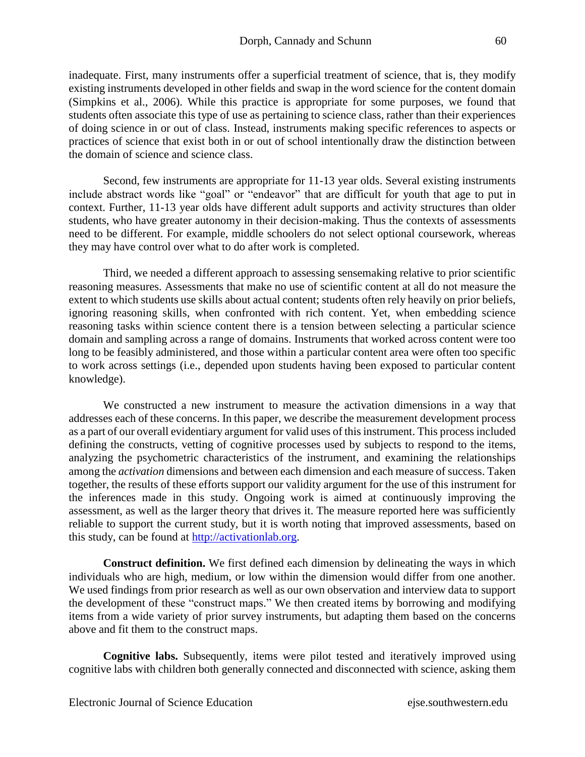inadequate. First, many instruments offer a superficial treatment of science, that is, they modify existing instruments developed in other fields and swap in the word science for the content domain (Simpkins et al., 2006). While this practice is appropriate for some purposes, we found that students often associate this type of use as pertaining to science class, rather than their experiences of doing science in or out of class. Instead, instruments making specific references to aspects or practices of science that exist both in or out of school intentionally draw the distinction between the domain of science and science class.

Second, few instruments are appropriate for 11-13 year olds. Several existing instruments include abstract words like "goal" or "endeavor" that are difficult for youth that age to put in context. Further, 11-13 year olds have different adult supports and activity structures than older students, who have greater autonomy in their decision-making. Thus the contexts of assessments need to be different. For example, middle schoolers do not select optional coursework, whereas they may have control over what to do after work is completed.

Third, we needed a different approach to assessing sensemaking relative to prior scientific reasoning measures. Assessments that make no use of scientific content at all do not measure the extent to which students use skills about actual content; students often rely heavily on prior beliefs, ignoring reasoning skills, when confronted with rich content. Yet, when embedding science reasoning tasks within science content there is a tension between selecting a particular science domain and sampling across a range of domains. Instruments that worked across content were too long to be feasibly administered, and those within a particular content area were often too specific to work across settings (i.e., depended upon students having been exposed to particular content knowledge).

We constructed a new instrument to measure the activation dimensions in a way that addresses each of these concerns. In this paper, we describe the measurement development process as a part of our overall evidentiary argument for valid uses of this instrument. This process included defining the constructs, vetting of cognitive processes used by subjects to respond to the items, analyzing the psychometric characteristics of the instrument, and examining the relationships among the *activation* dimensions and between each dimension and each measure of success. Taken together, the results of these efforts support our validity argument for the use of this instrument for the inferences made in this study. Ongoing work is aimed at continuously improving the assessment, as well as the larger theory that drives it. The measure reported here was sufficiently reliable to support the current study, but it is worth noting that improved assessments, based on this study, can be found at http://activationlab.org.

**Construct definition.** We first defined each dimension by delineating the ways in which individuals who are high, medium, or low within the dimension would differ from one another. We used findings from prior research as well as our own observation and interview data to support the development of these "construct maps." We then created items by borrowing and modifying items from a wide variety of prior survey instruments, but adapting them based on the concerns above and fit them to the construct maps.

**Cognitive labs.** Subsequently, items were pilot tested and iteratively improved using cognitive labs with children both generally connected and disconnected with science, asking them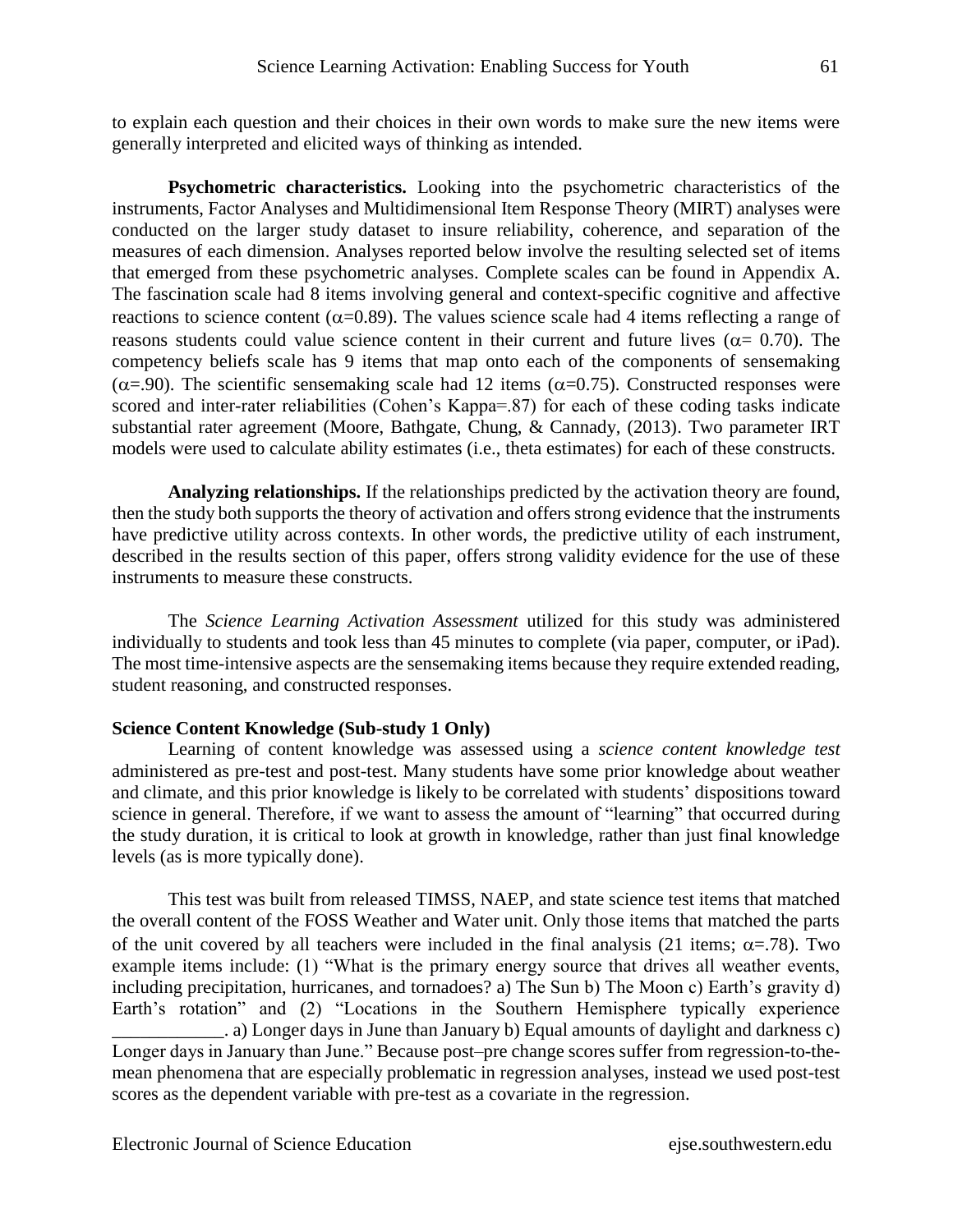to explain each question and their choices in their own words to make sure the new items were generally interpreted and elicited ways of thinking as intended.

**Psychometric characteristics.** Looking into the psychometric characteristics of the instruments, Factor Analyses and Multidimensional Item Response Theory (MIRT) analyses were conducted on the larger study dataset to insure reliability, coherence, and separation of the measures of each dimension. Analyses reported below involve the resulting selected set of items that emerged from these psychometric analyses. Complete scales can be found in Appendix A. The fascination scale had 8 items involving general and context-specific cognitive and affective reactions to science content ($\alpha$=0.89). The values science scale had 4 items reflecting a range of reasons students could value science content in their current and future lives ($\alpha$= 0.70). The competency beliefs scale has 9 items that map onto each of the components of sensemaking ($\alpha$=.90). The scientific sensemaking scale had 12 items ($\alpha$=0.75). Constructed responses were scored and inter-rater reliabilities (Cohen's Kappa=.87) for each of these coding tasks indicate substantial rater agreement (Moore, Bathgate, Chung, & Cannady, (2013). Two parameter IRT models were used to calculate ability estimates (i.e., theta estimates) for each of these constructs.

**Analyzing relationships.** If the relationships predicted by the activation theory are found, then the study both supports the theory of activation and offers strong evidence that the instruments have predictive utility across contexts. In other words, the predictive utility of each instrument, described in the results section of this paper, offers strong validity evidence for the use of these instruments to measure these constructs.

The *Science Learning Activation Assessment* utilized for this study was administered individually to students and took less than 45 minutes to complete (via paper, computer, or iPad). The most time-intensive aspects are the sensemaking items because they require extended reading, student reasoning, and constructed responses.

### Science Content Knowledge (Sub-study 1 Only)

Learning of content knowledge was assessed using a *science content knowledge test* administered as pre-test and post-test. Many students have some prior knowledge about weather and climate, and this prior knowledge is likely to be correlated with students' dispositions toward science in general. Therefore, if we want to assess the amount of "learning" that occurred during the study duration, it is critical to look at growth in knowledge, rather than just final knowledge levels (as is more typically done).

This test was built from released TIMSS, NAEP, and state science test items that matched the overall content of the FOSS Weather and Water unit. Only those items that matched the parts of the unit covered by all teachers were included in the final analysis (21 items; $\alpha$=.78). Two example items include: (1) "What is the primary energy source that drives all weather events, including precipitation, hurricanes, and tornadoes? a) The Sun b) The Moon c) Earth's gravity d) Earth's rotation" and (2) "Locations in the Southern Hemisphere typically experience ____________. a) Longer days in June than January b) Equal amounts of daylight and darkness c) Longer days in January than June." Because post–pre change scores suffer from regression-to-the-mean phenomena that are especially problematic in regression analyses, instead we used post-test scores as the dependent variable with pre-test as a covariate in the regression.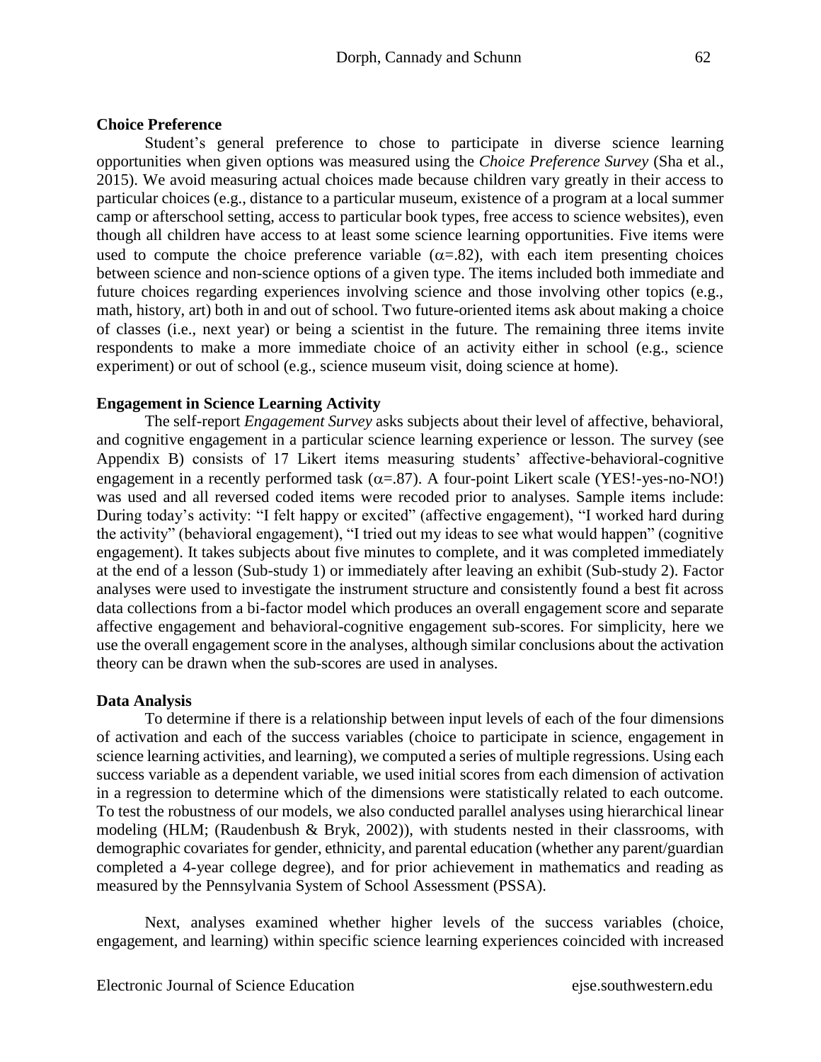### Choice Preference

Student's general preference to chose to participate in diverse science learning opportunities when given options was measured using the *Choice Preference Survey* (Sha et al., 2015). We avoid measuring actual choices made because children vary greatly in their access to particular choices (e.g., distance to a particular museum, existence of a program at a local summer camp or afterschool setting, access to particular book types, free access to science websites), even though all children have access to at least some science learning opportunities. Five items were used to compute the choice preference variable ($\alpha$=.82), with each item presenting choices between science and non-science options of a given type. The items included both immediate and future choices regarding experiences involving science and those involving other topics (e.g., math, history, art) both in and out of school. Two future-oriented items ask about making a choice of classes (i.e., next year) or being a scientist in the future. The remaining three items invite respondents to make a more immediate choice of an activity either in school (e.g., science experiment) or out of school (e.g., science museum visit, doing science at home).

### Engagement in Science Learning Activity

The self-report *Engagement Survey* asks subjects about their level of affective, behavioral, and cognitive engagement in a particular science learning experience or lesson. The survey (see Appendix B) consists of 17 Likert items measuring students' affective-behavioral-cognitive engagement in a recently performed task ($\alpha$=.87). A four-point Likert scale (YES!-yes-no-NO!) was used and all reversed coded items were recoded prior to analyses. Sample items include: During today's activity: "I felt happy or excited" (affective engagement), "I worked hard during the activity" (behavioral engagement), "I tried out my ideas to see what would happen" (cognitive engagement). It takes subjects about five minutes to complete, and it was completed immediately at the end of a lesson (Sub-study 1) or immediately after leaving an exhibit (Sub-study 2). Factor analyses were used to investigate the instrument structure and consistently found a best fit across data collections from a bi-factor model which produces an overall engagement score and separate affective engagement and behavioral-cognitive engagement sub-scores. For simplicity, here we use the overall engagement score in the analyses, although similar conclusions about the activation theory can be drawn when the sub-scores are used in analyses.

### Data Analysis

To determine if there is a relationship between input levels of each of the four dimensions of activation and each of the success variables (choice to participate in science, engagement in science learning activities, and learning), we computed a series of multiple regressions. Using each success variable as a dependent variable, we used initial scores from each dimension of activation in a regression to determine which of the dimensions were statistically related to each outcome. To test the robustness of our models, we also conducted parallel analyses using hierarchical linear modeling (HLM; (Raudenbush & Bryk, 2002)), with students nested in their classrooms, with demographic covariates for gender, ethnicity, and parental education (whether any parent/guardian completed a 4-year college degree), and for prior achievement in mathematics and reading as measured by the Pennsylvania System of School Assessment (PSSA).

Next, analyses examined whether higher levels of the success variables (choice, engagement, and learning) within specific science learning experiences coincided with increased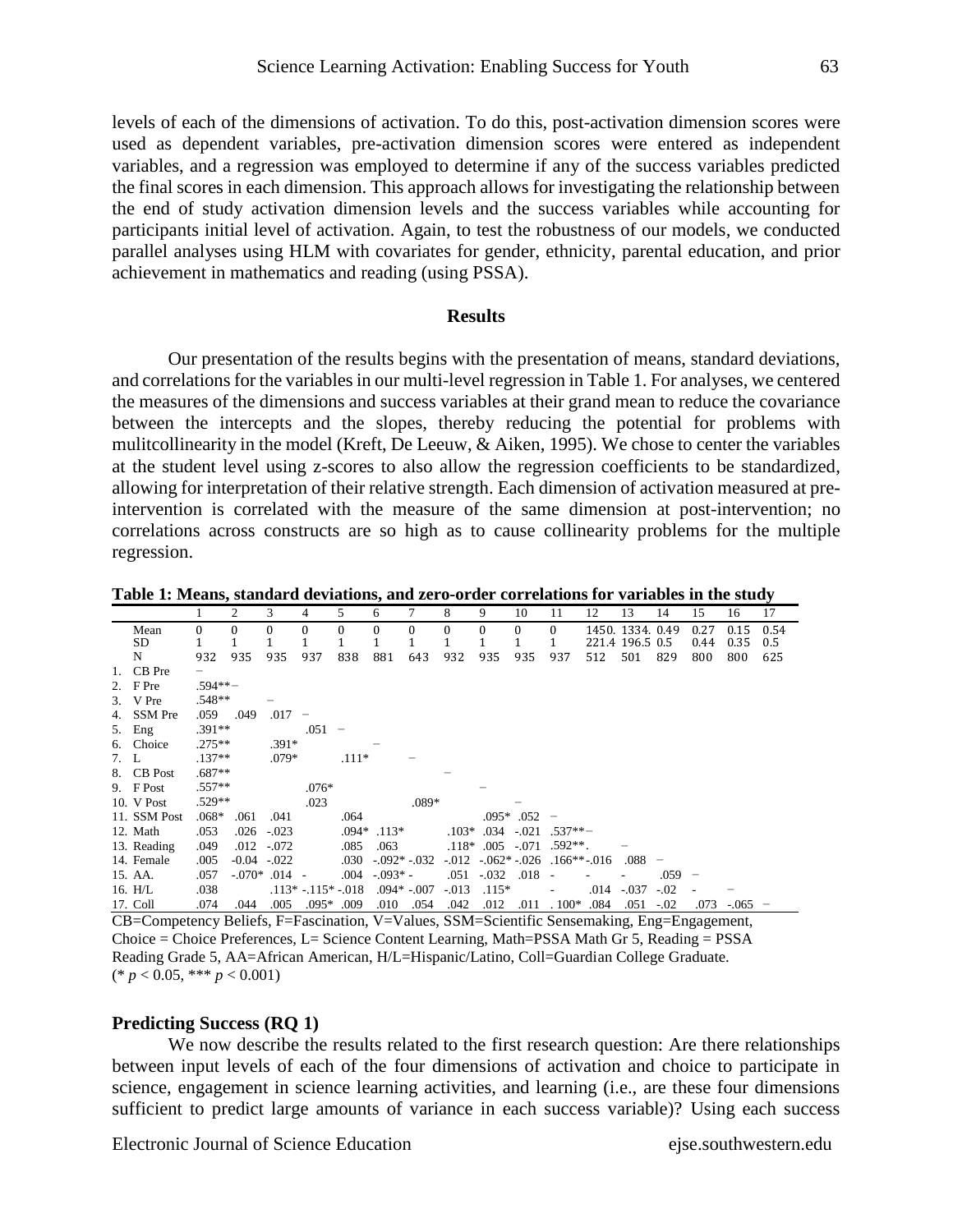levels of each of the dimensions of activation. To do this, post-activation dimension scores were used as dependent variables, pre-activation dimension scores were entered as independent variables, and a regression was employed to determine if any of the success variables predicted the final scores in each dimension. This approach allows for investigating the relationship between the end of study activation dimension levels and the success variables while accounting for participants initial level of activation. Again, to test the robustness of our models, we conducted parallel analyses using HLM with covariates for gender, ethnicity, parental education, and prior achievement in mathematics and reading (using PSSA).

## Results

Our presentation of the results begins with the presentation of means, standard deviations, and correlations for the variables in our multi-level regression in Table 1. For analyses, we centered the measures of the dimensions and success variables at their grand mean to reduce the covariance between the intercepts and the slopes, thereby reducing the potential for problems with mulitcollinearity in the model (Kreft, De Leeuw, & Aiken, 1995). We chose to center the variables at the student level using z-scores to also allow the regression coefficients to be standardized, allowing for interpretation of their relative strength. Each dimension of activation measured at pre-intervention is correlated with the measure of the same dimension at post-intervention; no correlations across constructs are so high as to cause collinearity problems for the multiple regression.

**Table 1: Means, standard deviations, and zero-order correlations for variables in the study**

| | 1 | 2 | 3 | 4 | 5 | 6 | 7 | 8 | 9 | 10 | 11 | 12 | 13 | 14 | 15 | 16 | 17 |
|---|---|---|---|---|---|---|---|---|---|---|---|---|---|---|---|---|---|
| Mean | 0 | 0 | 0 | 0 | 0 | 0 | 0 | 0 | 0 | 0 | 0 | 1450. | 1334. | 0.49 | 0.27 | 0.15 | 0.54 |
| SD | 1 | 1 | 1 | 1 | 1 | 1 | 1 | 1 | 1 | 1 | 1 | 221.4 | 196.5 | 0.5 | 0.44 | 0.35 | 0.5 |
| N | 932 | 935 | 935 | 937 | 838 | 881 | 643 | 932 | 935 | 935 | 937 | 512 | 501 | 829 | 800 | 800 | 625 |
| 1. CB Pre | – | | | | | | | | | | | | | | | | |
| 2. F Pre | .594** | – | | | | | | | | | | | | | | | |
| 3. V Pre | .548** | | – | | | | | | | | | | | | | | |
| 4. SSM Pre | .059 | .049 | .017 | – | | | | | | | | | | | | | |
| 5. Eng | .391** | | | .051 | – | | | | | | | | | | | | |
| 6. Choice | .275** | | .391* | | | – | | | | | | | | | | | |
| 7. L | .137** | | .079* | | .111* | | – | | | | | | | | | | |
| 8. CB Post | .687** | | | | | | | – | | | | | | | | | |
| 9. F Post | .557** | | | .076* | | | | | – | | | | | | | | |
| 10. V Post | .529** | | | .023 | | | .089* | | | – | | | | | | | |
| 11. SSM Post | .068* | .061 | .041 | | .064 | | | | .095* | .052 | – | | | | | | |
| 12. Math | .053 | .026 | -.023 | | .094* | .113* | | .103* | .034 | -.021 | .537** | – | | | | | |
| 13. Reading | .049 | .012 | -.072 | | .085 | .063 | | .118* | .005 | -.071 | .592**. | | – | | | | |
| 14. Female | .005 | -0.04 | -.022 | | .030 | -.092* | -.032 | -.012 | -.062* | -.026 | .166** | -.016 | .088 | – | | | |
| 15. AA. | .057 | -.070* | .014 | - | .004 | -.093* | - | .051 | -.032 | .018 | - | - | - | .059 | – | | |
| 16. H/L | .038 | | .113* | -.115* | -.018 | .094* | -.007 | -.013 | .115* | | - | .014 | -.037 | -.02 | - | – | |
| 17. Coll | .074 | .044 | .005 | .095* | .009 | .010 | .054 | .042 | .012 | .011 | . 100* | .084 | .051 | -.02 | .073 | -.065 | – |

CB=Competency Beliefs, F=Fascination, V=Values, SSM=Scientific Sensemaking, Eng=Engagement, Choice = Choice Preferences, L= Science Content Learning, Math=PSSA Math Gr 5, Reading = PSSA Reading Grade 5, AA=African American, H/L=Hispanic/Latino, Coll=Guardian College Graduate.
(* $p < 0.05$, *** $p < 0.001$)

### Predicting Success (RQ 1)

We now describe the results related to the first research question: Are there relationships between input levels of each of the four dimensions of activation and choice to participate in science, engagement in science learning activities, and learning (i.e., are these four dimensions sufficient to predict large amounts of variance in each success variable)? Using each success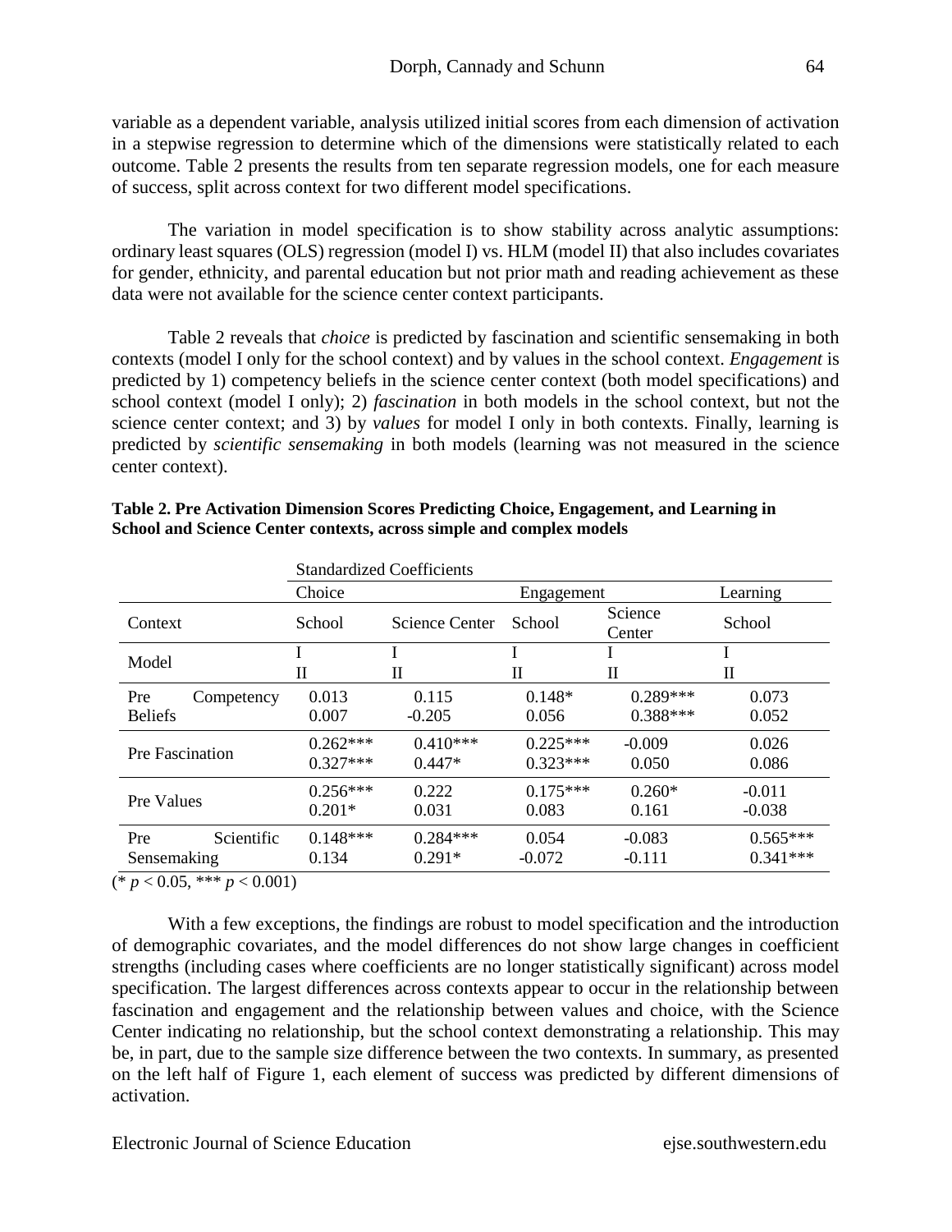variable as a dependent variable, analysis utilized initial scores from each dimension of activation in a stepwise regression to determine which of the dimensions were statistically related to each outcome. Table 2 presents the results from ten separate regression models, one for each measure of success, split across context for two different model specifications.

The variation in model specification is to show stability across analytic assumptions: ordinary least squares (OLS) regression (model I) vs. HLM (model II) that also includes covariates for gender, ethnicity, and parental education but not prior math and reading achievement as these data were not available for the science center context participants.

Table 2 reveals that *choice* is predicted by fascination and scientific sensemaking in both contexts (model I only for the school context) and by values in the school context. *Engagement* is predicted by 1) competency beliefs in the science center context (both model specifications) and school context (model I only); 2) *fascination* in both models in the school context, but not the science center context; and 3) by *values* for model I only in both contexts. Finally, learning is predicted by *scientific sensemaking* in both models (learning was not measured in the science center context).

**Table 2. Pre Activation Dimension Scores Predicting Choice, Engagement, and Learning in School and Science Center contexts, across simple and complex models**

| | Standardized Coefficients | | | | |
|---|---|---|---|---|---|
| | Choice | | Engagement | | Learning |
| Context | School | Science Center | School | Science Center | School |
| Model | I<br>II | I<br>II | I<br>II | I<br>II | I<br>II |
| Pre Competency Beliefs | 0.013<br>0.007 | 0.115<br>-0.205 | 0.148*<br>0.056 | 0.289***<br>0.388*** | 0.073<br>0.052 |
| Pre Fascination | 0.262***<br>0.327*** | 0.410***<br>0.447* | 0.225***<br>0.323*** | -0.009<br>0.050 | 0.026<br>0.086 |
| Pre Values | 0.256***<br>0.201* | 0.222<br>0.031 | 0.175***<br>0.083 | 0.260*<br>0.161 | -0.011<br>-0.038 |
| Pre Scientific Sensemaking | 0.148***<br>0.134 | 0.284***<br>0.291* | 0.054<br>-0.072 | -0.083<br>-0.111 | 0.565***<br>0.341*** |

(* $p < 0.05$, *** $p < 0.001$)

With a few exceptions, the findings are robust to model specification and the introduction of demographic covariates, and the model differences do not show large changes in coefficient strengths (including cases where coefficients are no longer statistically significant) across model specification. The largest differences across contexts appear to occur in the relationship between fascination and engagement and the relationship between values and choice, with the Science Center indicating no relationship, but the school context demonstrating a relationship. This may be, in part, due to the sample size difference between the two contexts. In summary, as presented on the left half of Figure 1, each element of success was predicted by different dimensions of activation.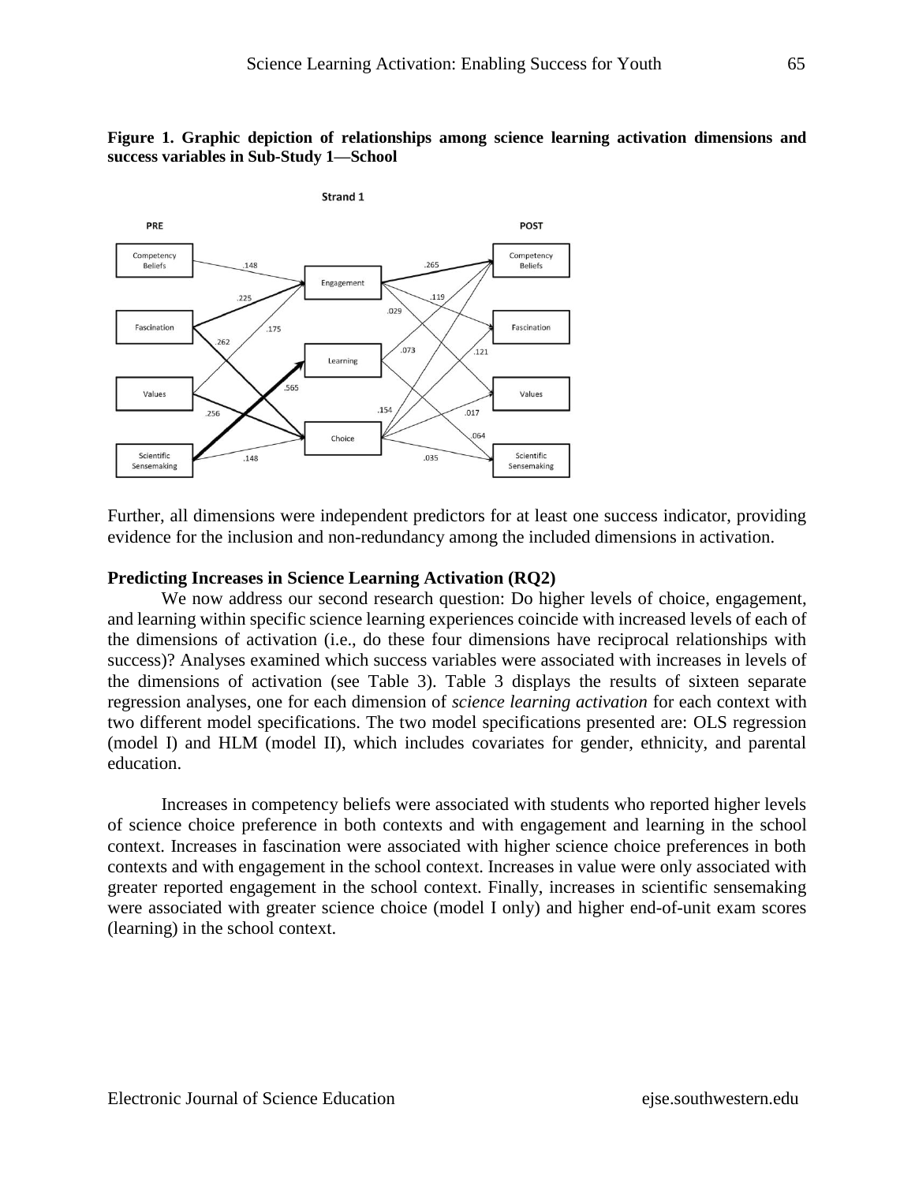**Figure 1. Graphic depiction of relationships among science learning activation dimensions and success variables in Sub-Study 1—School**

Further, all dimensions were independent predictors for at least one success indicator, providing evidence for the inclusion and non-redundancy among the included dimensions in activation.

### Predicting Increases in Science Learning Activation (RQ2)

We now address our second research question: Do higher levels of choice, engagement, and learning within specific science learning experiences coincide with increased levels of each of the dimensions of activation (i.e., do these four dimensions have reciprocal relationships with success)? Analyses examined which success variables were associated with increases in levels of the dimensions of activation (see Table 3). Table 3 displays the results of sixteen separate regression analyses, one for each dimension of *science learning activation* for each context with two different model specifications. The two model specifications presented are: OLS regression (model I) and HLM (model II), which includes covariates for gender, ethnicity, and parental education.

Increases in competency beliefs were associated with students who reported higher levels of science choice preference in both contexts and with engagement and learning in the school context. Increases in fascination were associated with higher science choice preferences in both contexts and with engagement in the school context. Increases in value were only associated with greater reported engagement in the school context. Finally, increases in scientific sensemaking were associated with greater science choice (model I only) and higher end-of-unit exam scores (learning) in the school context.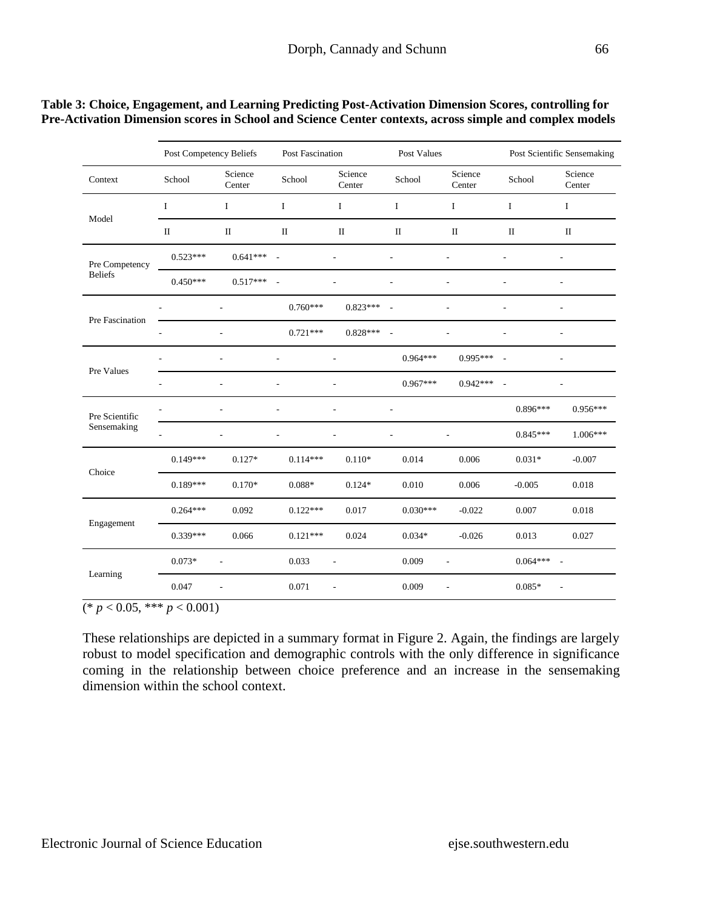**Table 3: Choice, Engagement, and Learning Predicting Post-Activation Dimension Scores, controlling for Pre-Activation Dimension scores in School and Science Center contexts, across simple and complex models**

| | Post Competency Beliefs | | Post Fascination | | Post Values | | Post Scientific Sensemaking | |
|---|---|---|---|---|---|---|---|---|
| Context | School | Science Center | School | Science Center | School | Science Center | School | Science Center |
| Model | I | I | I | I | I | I | I | I |
| | II | II | II | II | II | II | II | II |
| Pre Competency Beliefs | 0.523*** | 0.641*** | - | - | - | - | - | - |
| | 0.450*** | 0.517*** | - | - | - | - | - | - |
| Pre Fascination | - | - | 0.760*** | 0.823*** | - | - | - | - |
| | - | - | 0.721*** | 0.828*** | - | - | - | - |
| Pre Values | - | - | - | - | 0.964*** | 0.995*** | - | - |
| | - | - | - | - | 0.967*** | 0.942*** | - | - |
| Pre Scientific Sensemaking | - | - | - | - | - | | 0.896*** | 0.956*** |
| | - | - | - | - | - | - | 0.845*** | 1.006*** |
| Choice | 0.149*** | 0.127* | 0.114*** | 0.110* | 0.014 | 0.006 | 0.031* | -0.007 |
| | 0.189*** | 0.170* | 0.088* | 0.124* | 0.010 | 0.006 | -0.005 | 0.018 |
| Engagement | 0.264*** | 0.092 | 0.122*** | 0.017 | 0.030*** | -0.022 | 0.007 | 0.018 |
| | 0.339*** | 0.066 | 0.121*** | 0.024 | 0.034* | -0.026 | 0.013 | 0.027 |
| Learning | 0.073* | - | 0.033 | - | 0.009 | - | 0.064*** | - |
| | 0.047 | - | 0.071 | - | 0.009 | - | 0.085* | - |

(* $p < 0.05$, *** $p < 0.001$)

These relationships are depicted in a summary format in Figure 2. Again, the findings are largely robust to model specification and demographic controls with the only difference in significance coming in the relationship between choice preference and an increase in the sensemaking dimension within the school context.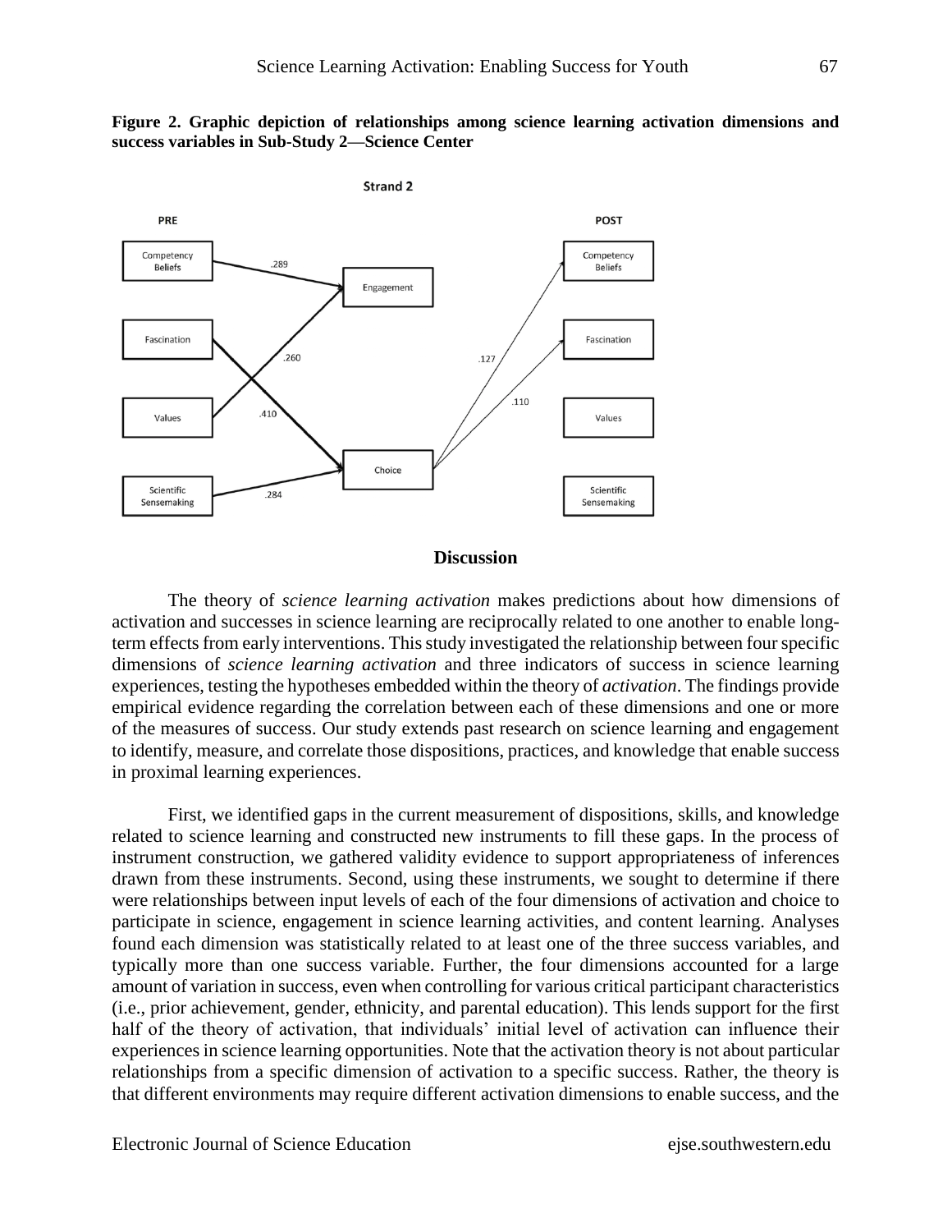**Figure 2. Graphic depiction of relationships among science learning activation dimensions and success variables in Sub-Study 2—Science Center**

## Discussion

The theory of *science learning activation* makes predictions about how dimensions of activation and successes in science learning are reciprocally related to one another to enable long-term effects from early interventions. This study investigated the relationship between four specific dimensions of *science learning activation* and three indicators of success in science learning experiences, testing the hypotheses embedded within the theory of *activation*. The findings provide empirical evidence regarding the correlation between each of these dimensions and one or more of the measures of success. Our study extends past research on science learning and engagement to identify, measure, and correlate those dispositions, practices, and knowledge that enable success in proximal learning experiences.

First, we identified gaps in the current measurement of dispositions, skills, and knowledge related to science learning and constructed new instruments to fill these gaps. In the process of instrument construction, we gathered validity evidence to support appropriateness of inferences drawn from these instruments. Second, using these instruments, we sought to determine if there were relationships between input levels of each of the four dimensions of activation and choice to participate in science, engagement in science learning activities, and content learning. Analyses found each dimension was statistically related to at least one of the three success variables, and typically more than one success variable. Further, the four dimensions accounted for a large amount of variation in success, even when controlling for various critical participant characteristics (i.e., prior achievement, gender, ethnicity, and parental education). This lends support for the first half of the theory of activation, that individuals' initial level of activation can influence their experiences in science learning opportunities. Note that the activation theory is not about particular relationships from a specific dimension of activation to a specific success. Rather, the theory is that different environments may require different activation dimensions to enable success, and the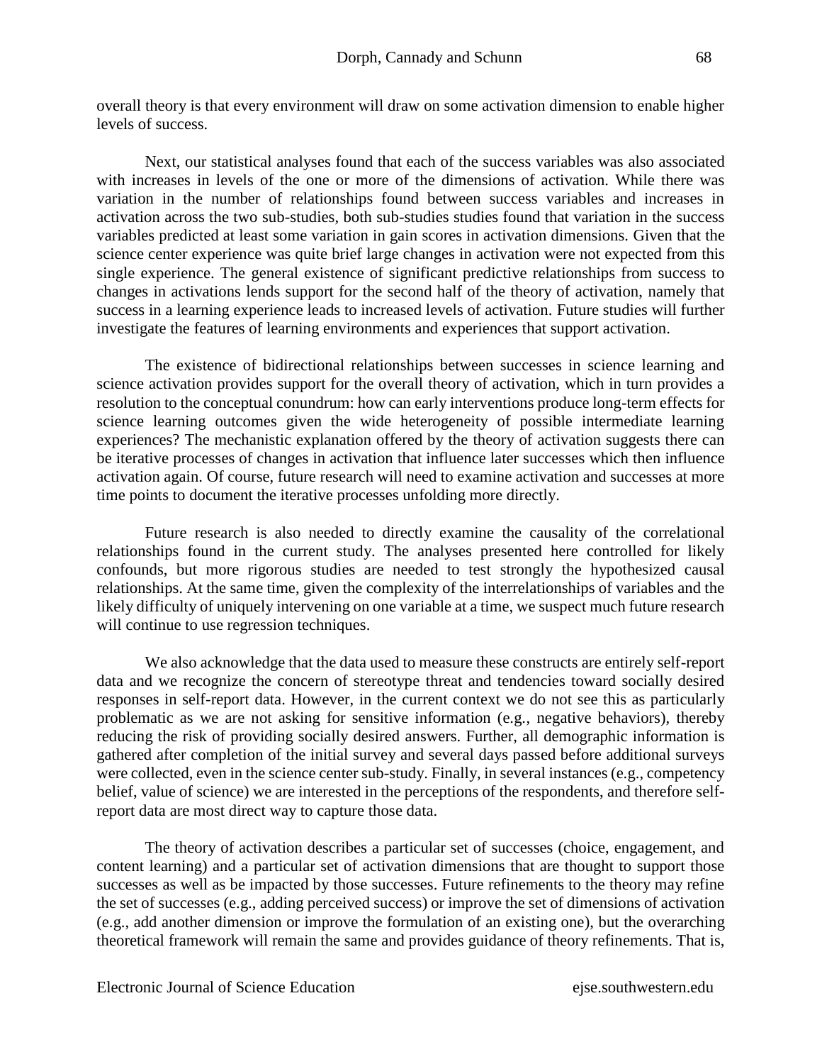overall theory is that every environment will draw on some activation dimension to enable higher levels of success.

Next, our statistical analyses found that each of the success variables was also associated with increases in levels of the one or more of the dimensions of activation. While there was variation in the number of relationships found between success variables and increases in activation across the two sub-studies, both sub-studies studies found that variation in the success variables predicted at least some variation in gain scores in activation dimensions. Given that the science center experience was quite brief large changes in activation were not expected from this single experience. The general existence of significant predictive relationships from success to changes in activations lends support for the second half of the theory of activation, namely that success in a learning experience leads to increased levels of activation. Future studies will further investigate the features of learning environments and experiences that support activation.

The existence of bidirectional relationships between successes in science learning and science activation provides support for the overall theory of activation, which in turn provides a resolution to the conceptual conundrum: how can early interventions produce long-term effects for science learning outcomes given the wide heterogeneity of possible intermediate learning experiences? The mechanistic explanation offered by the theory of activation suggests there can be iterative processes of changes in activation that influence later successes which then influence activation again. Of course, future research will need to examine activation and successes at more time points to document the iterative processes unfolding more directly.

Future research is also needed to directly examine the causality of the correlational relationships found in the current study. The analyses presented here controlled for likely confounds, but more rigorous studies are needed to test strongly the hypothesized causal relationships. At the same time, given the complexity of the interrelationships of variables and the likely difficulty of uniquely intervening on one variable at a time, we suspect much future research will continue to use regression techniques.

We also acknowledge that the data used to measure these constructs are entirely self-report data and we recognize the concern of stereotype threat and tendencies toward socially desired responses in self-report data. However, in the current context we do not see this as particularly problematic as we are not asking for sensitive information (e.g., negative behaviors), thereby reducing the risk of providing socially desired answers. Further, all demographic information is gathered after completion of the initial survey and several days passed before additional surveys were collected, even in the science center sub-study. Finally, in several instances (e.g., competency belief, value of science) we are interested in the perceptions of the respondents, and therefore self-report data are most direct way to capture those data.

The theory of activation describes a particular set of successes (choice, engagement, and content learning) and a particular set of activation dimensions that are thought to support those successes as well as be impacted by those successes. Future refinements to the theory may refine the set of successes (e.g., adding perceived success) or improve the set of dimensions of activation (e.g., add another dimension or improve the formulation of an existing one), but the overarching theoretical framework will remain the same and provides guidance of theory refinements. That is,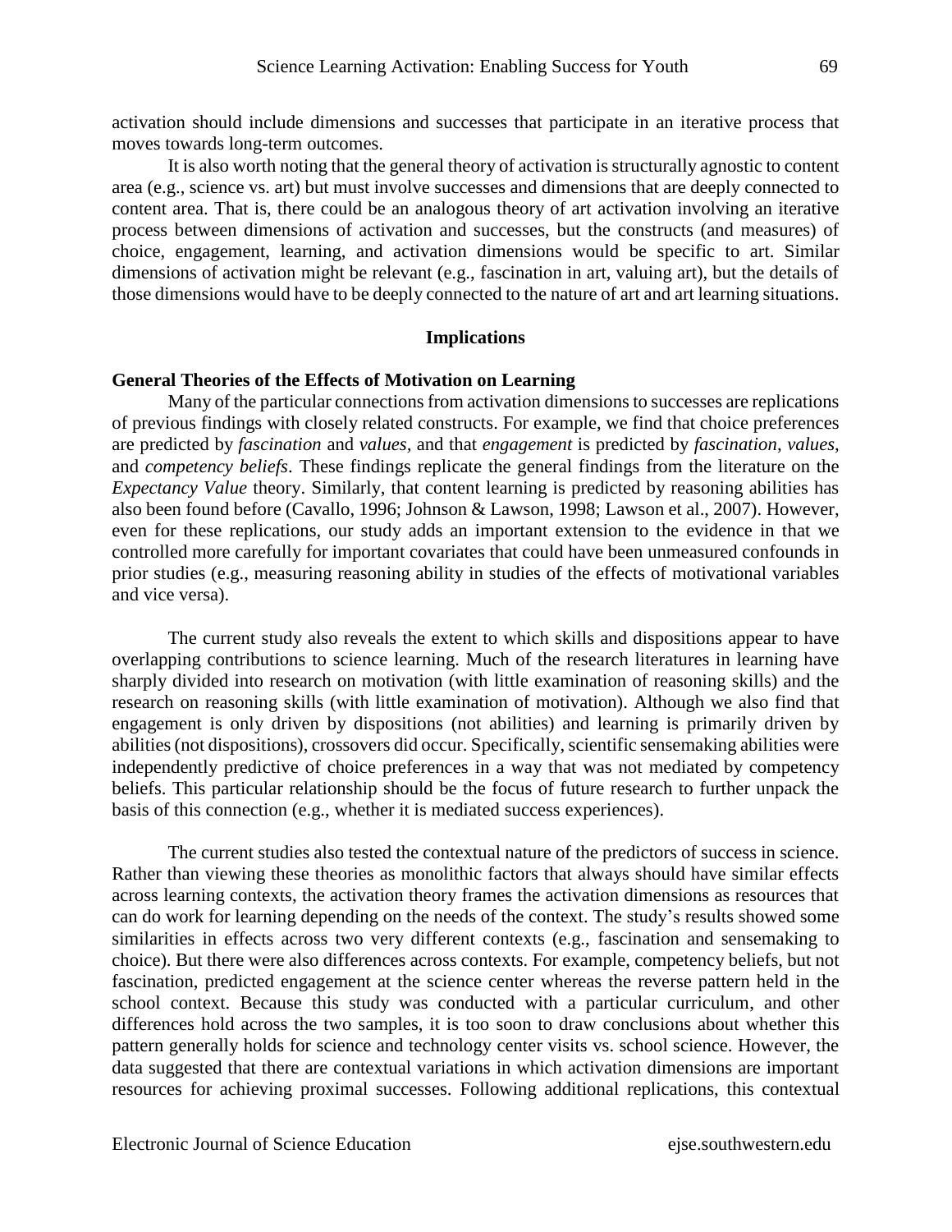activation should include dimensions and successes that participate in an iterative process that moves towards long-term outcomes.

It is also worth noting that the general theory of activation is structurally agnostic to content area (e.g., science vs. art) but must involve successes and dimensions that are deeply connected to content area. That is, there could be an analogous theory of art activation involving an iterative process between dimensions of activation and successes, but the constructs (and measures) of choice, engagement, learning, and activation dimensions would be specific to art. Similar dimensions of activation might be relevant (e.g., fascination in art, valuing art), but the details of those dimensions would have to be deeply connected to the nature of art and art learning situations.

## Implications

### General Theories of the Effects of Motivation on Learning

Many of the particular connections from activation dimensions to successes are replications of previous findings with closely related constructs. For example, we find that choice preferences are predicted by *fascination* and *values*, and that *engagement* is predicted by *fascination*, *values*, and *competency beliefs*. These findings replicate the general findings from the literature on the *Expectancy Value* theory. Similarly, that content learning is predicted by reasoning abilities has also been found before (Cavallo, 1996; Johnson & Lawson, 1998; Lawson et al., 2007). However, even for these replications, our study adds an important extension to the evidence in that we controlled more carefully for important covariates that could have been unmeasured confounds in prior studies (e.g., measuring reasoning ability in studies of the effects of motivational variables and vice versa).

The current study also reveals the extent to which skills and dispositions appear to have overlapping contributions to science learning. Much of the research literatures in learning have sharply divided into research on motivation (with little examination of reasoning skills) and the research on reasoning skills (with little examination of motivation). Although we also find that engagement is only driven by dispositions (not abilities) and learning is primarily driven by abilities (not dispositions), crossovers did occur. Specifically, scientific sensemaking abilities were independently predictive of choice preferences in a way that was not mediated by competency beliefs. This particular relationship should be the focus of future research to further unpack the basis of this connection (e.g., whether it is mediated success experiences).

The current studies also tested the contextual nature of the predictors of success in science. Rather than viewing these theories as monolithic factors that always should have similar effects across learning contexts, the activation theory frames the activation dimensions as resources that can do work for learning depending on the needs of the context. The study's results showed some similarities in effects across two very different contexts (e.g., fascination and sensemaking to choice). But there were also differences across contexts. For example, competency beliefs, but not fascination, predicted engagement at the science center whereas the reverse pattern held in the school context. Because this study was conducted with a particular curriculum, and other differences hold across the two samples, it is too soon to draw conclusions about whether this pattern generally holds for science and technology center visits vs. school science. However, the data suggested that there are contextual variations in which activation dimensions are important resources for achieving proximal successes. Following additional replications, this contextual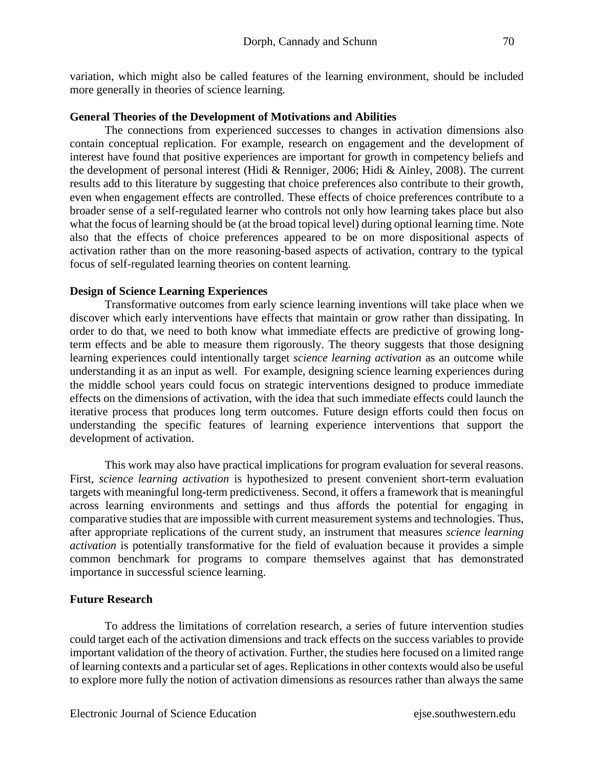variation, which might also be called features of the learning environment, should be included more generally in theories of science learning.

### General Theories of the Development of Motivations and Abilities

The connections from experienced successes to changes in activation dimensions also contain conceptual replication. For example, research on engagement and the development of interest have found that positive experiences are important for growth in competency beliefs and the development of personal interest (Hidi & Renniger, 2006; Hidi & Ainley, 2008). The current results add to this literature by suggesting that choice preferences also contribute to their growth, even when engagement effects are controlled. These effects of choice preferences contribute to a broader sense of a self-regulated learner who controls not only how learning takes place but also what the focus of learning should be (at the broad topical level) during optional learning time. Note also that the effects of choice preferences appeared to be on more dispositional aspects of activation rather than on the more reasoning-based aspects of activation, contrary to the typical focus of self-regulated learning theories on content learning.

### Design of Science Learning Experiences

Transformative outcomes from early science learning inventions will take place when we discover which early interventions have effects that maintain or grow rather than dissipating. In order to do that, we need to both know what immediate effects are predictive of growing long-term effects and be able to measure them rigorously. The theory suggests that those designing learning experiences could intentionally target *science learning activation* as an outcome while understanding it as an input as well. For example, designing science learning experiences during the middle school years could focus on strategic interventions designed to produce immediate effects on the dimensions of activation, with the idea that such immediate effects could launch the iterative process that produces long term outcomes. Future design efforts could then focus on understanding the specific features of learning experience interventions that support the development of activation.

This work may also have practical implications for program evaluation for several reasons. First, *science learning activation* is hypothesized to present convenient short-term evaluation targets with meaningful long-term predictiveness. Second, it offers a framework that is meaningful across learning environments and settings and thus affords the potential for engaging in comparative studies that are impossible with current measurement systems and technologies. Thus, after appropriate replications of the current study, an instrument that measures *science learning activation* is potentially transformative for the field of evaluation because it provides a simple common benchmark for programs to compare themselves against that has demonstrated importance in successful science learning.

### Future Research

To address the limitations of correlation research, a series of future intervention studies could target each of the activation dimensions and track effects on the success variables to provide important validation of the theory of activation. Further, the studies here focused on a limited range of learning contexts and a particular set of ages. Replications in other contexts would also be useful to explore more fully the notion of activation dimensions as resources rather than always the same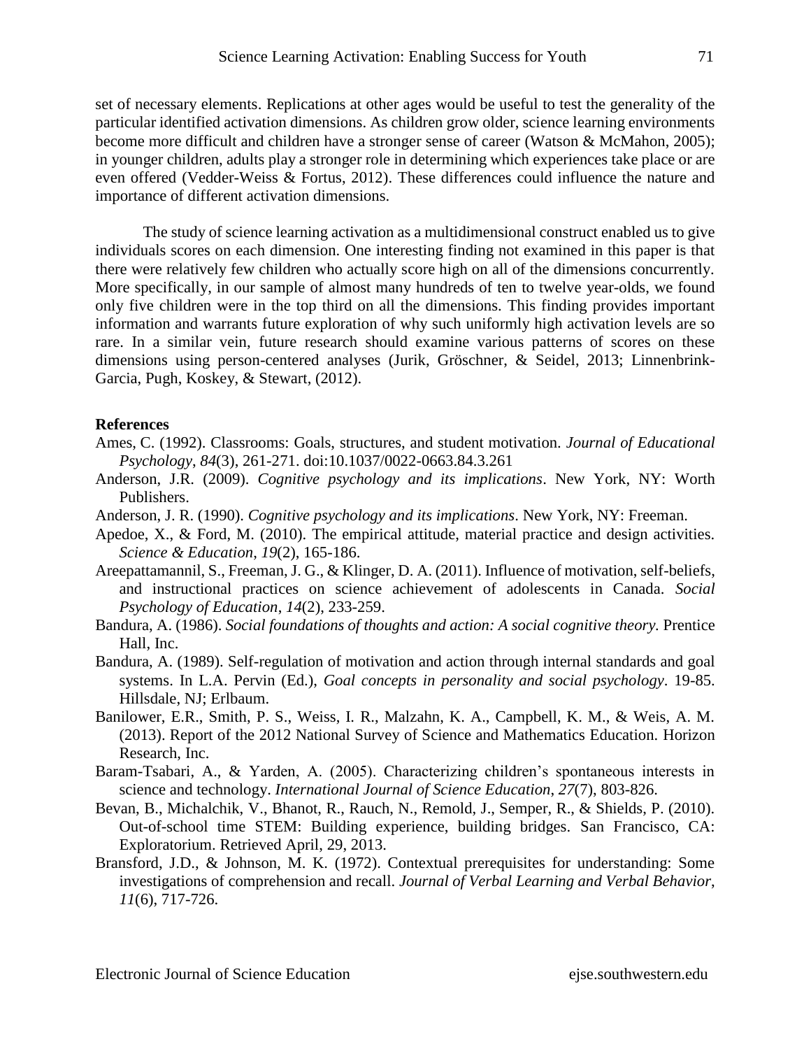set of necessary elements. Replications at other ages would be useful to test the generality of the particular identified activation dimensions. As children grow older, science learning environments become more difficult and children have a stronger sense of career (Watson & McMahon, 2005); in younger children, adults play a stronger role in determining which experiences take place or are even offered (Vedder-Weiss & Fortus, 2012). These differences could influence the nature and importance of different activation dimensions.

The study of science learning activation as a multidimensional construct enabled us to give individuals scores on each dimension. One interesting finding not examined in this paper is that there were relatively few children who actually score high on all of the dimensions concurrently. More specifically, in our sample of almost many hundreds of ten to twelve year-olds, we found only five children were in the top third on all the dimensions. This finding provides important information and warrants future exploration of why such uniformly high activation levels are so rare. In a similar vein, future research should examine various patterns of scores on these dimensions using person-centered analyses (Jurik, Gröschner, & Seidel, 2013; Linnenbrink-Garcia, Pugh, Koskey, & Stewart, (2012).

**References**

Ames, C. (1992). Classrooms: Goals, structures, and student motivation. *Journal of Educational Psychology*, *84*(3), 261-271. doi:10.1037/0022-0663.84.3.261

Anderson, J.R. (2009). *Cognitive psychology and its implications*. New York, NY: Worth Publishers.

Anderson, J. R. (1990). *Cognitive psychology and its implications*. New York, NY: Freeman.

Apedoe, X., & Ford, M. (2010). The empirical attitude, material practice and design activities. *Science & Education*, *19*(2), 165-186.

Areepattamannil, S., Freeman, J. G., & Klinger, D. A. (2011). Influence of motivation, self-beliefs, and instructional practices on science achievement of adolescents in Canada. *Social Psychology of Education*, *14*(2), 233-259.

Bandura, A. (1986). *Social foundations of thoughts and action: A social cognitive theory.* Prentice Hall, Inc.

Bandura, A. (1989). Self-regulation of motivation and action through internal standards and goal systems. In L.A. Pervin (Ed.), *Goal concepts in personality and social psychology*. 19-85. Hillsdale, NJ; Erlbaum.

Banilower, E.R., Smith, P. S., Weiss, I. R., Malzahn, K. A., Campbell, K. M., & Weis, A. M. (2013). Report of the 2012 National Survey of Science and Mathematics Education. Horizon Research, Inc.

Baram-Tsabari, A., & Yarden, A. (2005). Characterizing children's spontaneous interests in science and technology. *International Journal of Science Education*, *27*(7), 803-826.

Bevan, B., Michalchik, V., Bhanot, R., Rauch, N., Remold, J., Semper, R., & Shields, P. (2010). Out-of-school time STEM: Building experience, building bridges. San Francisco, CA: Exploratorium. Retrieved April, 29, 2013.

Bransford, J.D., & Johnson, M. K. (1972). Contextual prerequisites for understanding: Some investigations of comprehension and recall. *Journal of Verbal Learning and Verbal Behavior*, *11*(6), 717-726.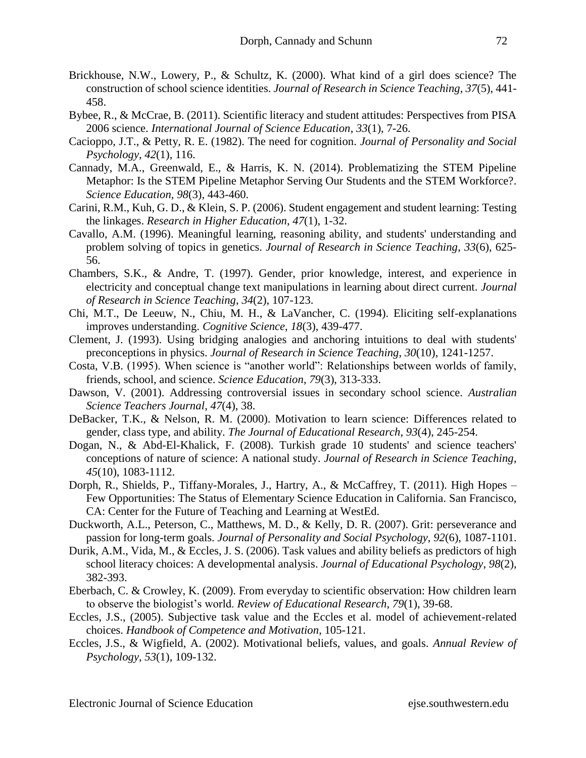Brickhouse, N.W., Lowery, P., & Schultz, K. (2000). What kind of a girl does science? The construction of school science identities. *Journal of Research in Science Teaching*, *37*(5), 441-458.

Bybee, R., & McCrae, B. (2011). Scientific literacy and student attitudes: Perspectives from PISA 2006 science. *International Journal of Science Education*, *33*(1), 7-26.

Cacioppo, J.T., & Petty, R. E. (1982). The need for cognition. *Journal of Personality and Social Psychology*, *42*(1), 116.

Cannady, M.A., Greenwald, E., & Harris, K. N. (2014). Problematizing the STEM Pipeline Metaphor: Is the STEM Pipeline Metaphor Serving Our Students and the STEM Workforce?. *Science Education*, *98*(3), 443-460.

Carini, R.M., Kuh, G. D., & Klein, S. P. (2006). Student engagement and student learning: Testing the linkages. *Research in Higher Education*, *47*(1), 1-32.

Cavallo, A.M. (1996). Meaningful learning, reasoning ability, and students' understanding and problem solving of topics in genetics. *Journal of Research in Science Teaching*, *33*(6), 625-56.

Chambers, S.K., & Andre, T. (1997). Gender, prior knowledge, interest, and experience in electricity and conceptual change text manipulations in learning about direct current. *Journal of Research in Science Teaching*, *34*(2), 107-123.

Chi, M.T., De Leeuw, N., Chiu, M. H., & LaVancher, C. (1994). Eliciting self-explanations improves understanding. *Cognitive Science*, *18*(3), 439-477.

Clement, J. (1993). Using bridging analogies and anchoring intuitions to deal with students' preconceptions in physics. *Journal of Research in Science Teaching*, *30*(10), 1241-1257.

Costa, V.B. (1995). When science is "another world": Relationships between worlds of family, friends, school, and science. *Science Education*, *79*(3), 313-333.

Dawson, V. (2001). Addressing controversial issues in secondary school science. *Australian Science Teachers Journal*, *47*(4), 38.

DeBacker, T.K., & Nelson, R. M. (2000). Motivation to learn science: Differences related to gender, class type, and ability. *The Journal of Educational Research*, *93*(4), 245-254.

Dogan, N., & Abd-El-Khalick, F. (2008). Turkish grade 10 students' and science teachers' conceptions of nature of science: A national study. *Journal of Research in Science Teaching*, *45*(10), 1083-1112.

Dorph, R., Shields, P., Tiffany-Morales, J., Hartry, A., & McCaffrey, T. (2011). High Hopes – Few Opportunities: The Status of Elementary Science Education in California. San Francisco, CA: Center for the Future of Teaching and Learning at WestEd.

Duckworth, A.L., Peterson, C., Matthews, M. D., & Kelly, D. R. (2007). Grit: perseverance and passion for long-term goals. *Journal of Personality and Social Psychology*, *92*(6), 1087-1101.

Durik, A.M., Vida, M., & Eccles, J. S. (2006). Task values and ability beliefs as predictors of high school literacy choices: A developmental analysis. *Journal of Educational Psychology*, *98*(2), 382-393.

Eberbach, C. & Crowley, K. (2009). From everyday to scientific observation: How children learn to observe the biologist's world. *Review of Educational Research*, *79*(1), 39-68.

Eccles, J.S., (2005). Subjective task value and the Eccles et al. model of achievement-related choices. *Handbook of Competence and Motivation*, 105-121.

Eccles, J.S., & Wigfield, A. (2002). Motivational beliefs, values, and goals. *Annual Review of Psychology*, *53*(1), 109-132.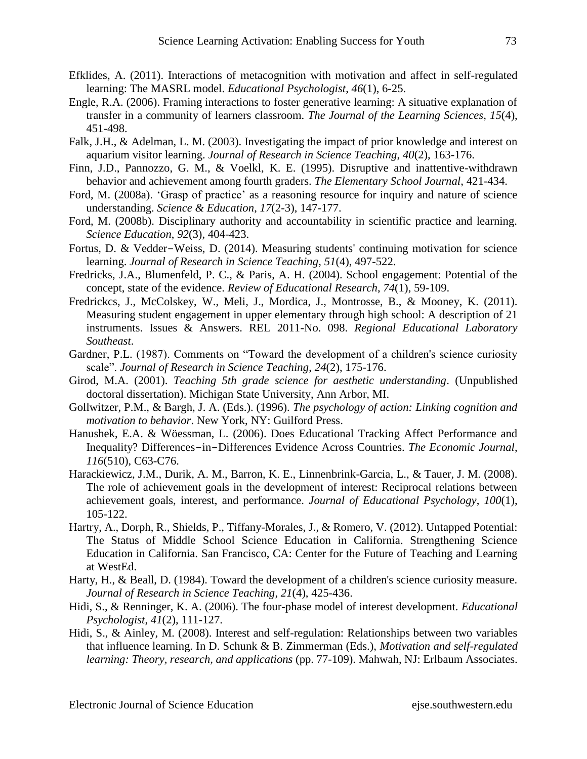Efklides, A. (2011). Interactions of metacognition with motivation and affect in self-regulated learning: The MASRL model. *Educational Psychologist*, *46*(1), 6-25.

Engle, R.A. (2006). Framing interactions to foster generative learning: A situative explanation of transfer in a community of learners classroom. *The Journal of the Learning Sciences*, *15*(4), 451-498.

Falk, J.H., & Adelman, L. M. (2003). Investigating the impact of prior knowledge and interest on aquarium visitor learning. *Journal of Research in Science Teaching*, *40*(2), 163-176.

Finn, J.D., Pannozzo, G. M., & Voelkl, K. E. (1995). Disruptive and inattentive-withdrawn behavior and achievement among fourth graders. *The Elementary School Journal*, 421-434.

Ford, M. (2008a). 'Grasp of practice' as a reasoning resource for inquiry and nature of science understanding. *Science & Education*, *17*(2-3), 147-177.

Ford, M. (2008b). Disciplinary authority and accountability in scientific practice and learning. *Science Education*, *92*(3), 404-423.

Fortus, D. & Vedder−Weiss, D. (2014). Measuring students' continuing motivation for science learning. *Journal of Research in Science Teaching*, *51*(4), 497-522.

Fredricks, J.A., Blumenfeld, P. C., & Paris, A. H. (2004). School engagement: Potential of the concept, state of the evidence. *Review of Educational Research*, *74*(1), 59-109.

Fredrickcs, J., McColskey, W., Meli, J., Mordica, J., Montrosse, B., & Mooney, K. (2011). Measuring student engagement in upper elementary through high school: A description of 21 instruments. Issues & Answers. REL 2011-No. 098. *Regional Educational Laboratory Southeast*.

Gardner, P.L. (1987). Comments on "Toward the development of a children's science curiosity scale". *Journal of Research in Science Teaching*, *24*(2), 175-176.

Girod, M.A. (2001). *Teaching 5th grade science for aesthetic understanding*. (Unpublished doctoral dissertation). Michigan State University, Ann Arbor, MI.

Gollwitzer, P.M., & Bargh, J. A. (Eds.). (1996). *The psychology of action: Linking cognition and motivation to behavior*. New York, NY: Guilford Press.

Hanushek, E.A. & Wöessman, L. (2006). Does Educational Tracking Affect Performance and Inequality? Differences−in−Differences Evidence Across Countries. *The Economic Journal*, *116*(510), C63-C76.

Harackiewicz, J.M., Durik, A. M., Barron, K. E., Linnenbrink-Garcia, L., & Tauer, J. M. (2008). The role of achievement goals in the development of interest: Reciprocal relations between achievement goals, interest, and performance. *Journal of Educational Psychology*, *100*(1), 105-122.

Hartry, A., Dorph, R., Shields, P., Tiffany-Morales, J., & Romero, V. (2012). Untapped Potential: The Status of Middle School Science Education in California. Strengthening Science Education in California. San Francisco, CA: Center for the Future of Teaching and Learning at WestEd.

Harty, H., & Beall, D. (1984). Toward the development of a children's science curiosity measure. *Journal of Research in Science Teaching*, *21*(4), 425-436.

Hidi, S., & Renninger, K. A. (2006). The four-phase model of interest development. *Educational Psychologist*, *41*(2), 111-127.

Hidi, S., & Ainley, M. (2008). Interest and self-regulation: Relationships between two variables that influence learning. In D. Schunk & B. Zimmerman (Eds.), *Motivation and self-regulated learning: Theory, research, and applications* (pp. 77-109). Mahwah, NJ: Erlbaum Associates.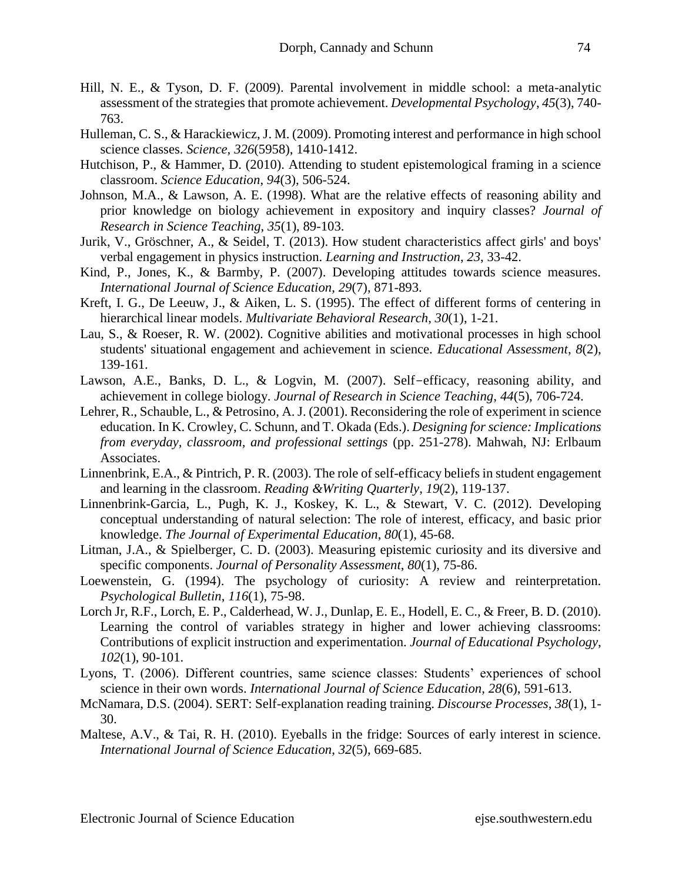Hill, N. E., & Tyson, D. F. (2009). Parental involvement in middle school: a meta-analytic assessment of the strategies that promote achievement. *Developmental Psychology*, *45*(3), 740-763.

Hulleman, C. S., & Harackiewicz, J. M. (2009). Promoting interest and performance in high school science classes. *Science*, *326*(5958), 1410-1412.

Hutchison, P., & Hammer, D. (2010). Attending to student epistemological framing in a science classroom. *Science Education*, *94*(3), 506-524.

Johnson, M.A., & Lawson, A. E. (1998). What are the relative effects of reasoning ability and prior knowledge on biology achievement in expository and inquiry classes? *Journal of Research in Science Teaching*, *35*(1), 89-103.

Jurik, V., Gröschner, A., & Seidel, T. (2013). How student characteristics affect girls' and boys' verbal engagement in physics instruction. *Learning and Instruction*, *23*, 33-42.

Kind, P., Jones, K., & Barmby, P. (2007). Developing attitudes towards science measures. *International Journal of Science Education*, *29*(7), 871-893.

Kreft, I. G., De Leeuw, J., & Aiken, L. S. (1995). The effect of different forms of centering in hierarchical linear models. *Multivariate Behavioral Research*, *30*(1), 1-21.

Lau, S., & Roeser, R. W. (2002). Cognitive abilities and motivational processes in high school students' situational engagement and achievement in science. *Educational Assessment*, *8*(2), 139-161.

Lawson, A.E., Banks, D. L., & Logvin, M. (2007). Self‐efficacy, reasoning ability, and achievement in college biology. *Journal of Research in Science Teaching*, *44*(5), 706-724.

Lehrer, R., Schauble, L., & Petrosino, A. J. (2001). Reconsidering the role of experiment in science education. In K. Crowley, C. Schunn, and T. Okada (Eds.). *Designing for science: Implications from everyday, classroom, and professional settings* (pp. 251-278). Mahwah, NJ: Erlbaum Associates.

Linnenbrink, E.A., & Pintrich, P. R. (2003). The role of self-efficacy beliefs in student engagement and learning in the classroom. *Reading &Writing Quarterly*, *19*(2), 119-137.

Linnenbrink-Garcia, L., Pugh, K. J., Koskey, K. L., & Stewart, V. C. (2012). Developing conceptual understanding of natural selection: The role of interest, efficacy, and basic prior knowledge. *The Journal of Experimental Education*, *80*(1), 45-68.

Litman, J.A., & Spielberger, C. D. (2003). Measuring epistemic curiosity and its diversive and specific components. *Journal of Personality Assessment*, *80*(1), 75-86.

Loewenstein, G. (1994). The psychology of curiosity: A review and reinterpretation. *Psychological Bulletin*, *116*(1), 75-98.

Lorch Jr, R.F., Lorch, E. P., Calderhead, W. J., Dunlap, E. E., Hodell, E. C., & Freer, B. D. (2010). Learning the control of variables strategy in higher and lower achieving classrooms: Contributions of explicit instruction and experimentation. *Journal of Educational Psychology*, *102*(1), 90-101.

Lyons, T. (2006). Different countries, same science classes: Students' experiences of school science in their own words. *International Journal of Science Education*, *28*(6), 591-613.

McNamara, D.S. (2004). SERT: Self-explanation reading training. *Discourse Processes*, *38*(1), 1-30.

Maltese, A.V., & Tai, R. H. (2010). Eyeballs in the fridge: Sources of early interest in science. *International Journal of Science Education*, *32*(5), 669-685.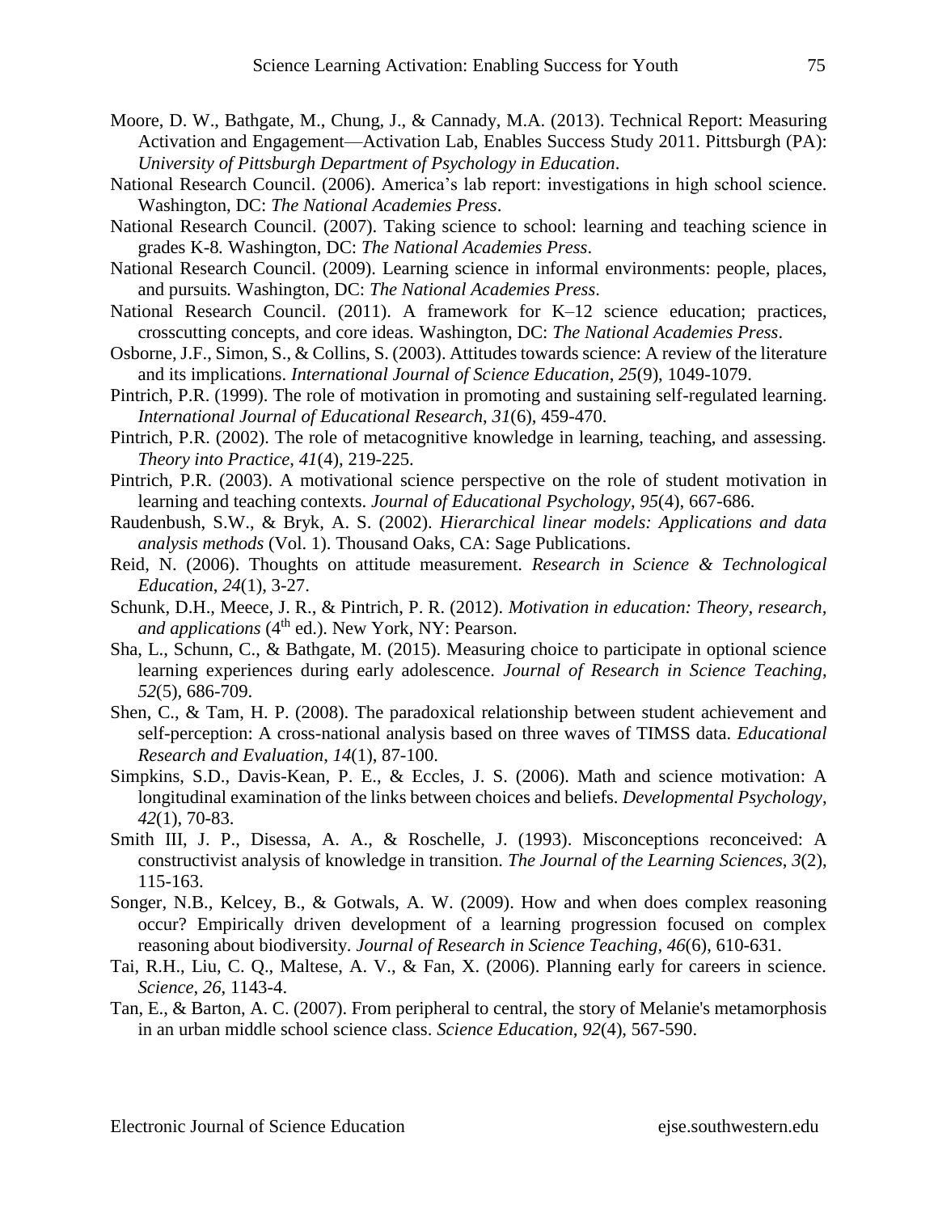Moore, D. W., Bathgate, M., Chung, J., & Cannady, M.A. (2013). Technical Report: Measuring Activation and Engagement—Activation Lab, Enables Success Study 2011. Pittsburgh (PA): *University of Pittsburgh Department of Psychology in Education*.

National Research Council. (2006). America's lab report: investigations in high school science. Washington, DC: *The National Academies Press*.

National Research Council. (2007). Taking science to school: learning and teaching science in grades K-8*.* Washington, DC: *The National Academies Press*.

National Research Council. (2009). Learning science in informal environments: people, places, and pursuits*.* Washington, DC: *The National Academies Press*.

National Research Council. (2011). A framework for K–12 science education; practices, crosscutting concepts, and core ideas*.* Washington, DC: *The National Academies Press*.

Osborne, J.F., Simon, S., & Collins, S. (2003). Attitudes towards science: A review of the literature and its implications. *International Journal of Science Education*, *25*(9), 1049-1079.

Pintrich, P.R. (1999). The role of motivation in promoting and sustaining self-regulated learning. *International Journal of Educational Research*, *31*(6), 459-470.

Pintrich, P.R. (2002). The role of metacognitive knowledge in learning, teaching, and assessing. *Theory into Practice*, *41*(4), 219-225.

Pintrich, P.R. (2003). A motivational science perspective on the role of student motivation in learning and teaching contexts. *Journal of Educational Psychology*, *95*(4), 667-686.

Raudenbush, S.W., & Bryk, A. S. (2002). *Hierarchical linear models: Applications and data analysis methods* (Vol. 1). Thousand Oaks, CA: Sage Publications.

Reid, N. (2006). Thoughts on attitude measurement. *Research in Science & Technological Education*, *24*(1), 3-27.

Schunk, D.H., Meece, J. R., & Pintrich, P. R. (2012). *Motivation in education: Theory, research, and applications* (4th ed.). New York, NY: Pearson.

Sha, L., Schunn, C., & Bathgate, M. (2015). Measuring choice to participate in optional science learning experiences during early adolescence. *Journal of Research in Science Teaching*, *52*(5), 686-709.

Shen, C., & Tam, H. P. (2008). The paradoxical relationship between student achievement and self-perception: A cross-national analysis based on three waves of TIMSS data. *Educational Research and Evaluation*, *14*(1), 87-100.

Simpkins, S.D., Davis-Kean, P. E., & Eccles, J. S. (2006). Math and science motivation: A longitudinal examination of the links between choices and beliefs. *Developmental Psychology*, *42*(1), 70-83.

Smith III, J. P., Disessa, A. A., & Roschelle, J. (1993). Misconceptions reconceived: A constructivist analysis of knowledge in transition. *The Journal of the Learning Sciences*, *3*(2), 115-163.

Songer, N.B., Kelcey, B., & Gotwals, A. W. (2009). How and when does complex reasoning occur? Empirically driven development of a learning progression focused on complex reasoning about biodiversity. *Journal of Research in Science Teaching*, *46*(6), 610-631.

Tai, R.H., Liu, C. Q., Maltese, A. V., & Fan, X. (2006). Planning early for careers in science. *Science*, *26*, 1143-4.

Tan, E., & Barton, A. C. (2007). From peripheral to central, the story of Melanie's metamorphosis in an urban middle school science class. *Science Education*, *92*(4), 567-590.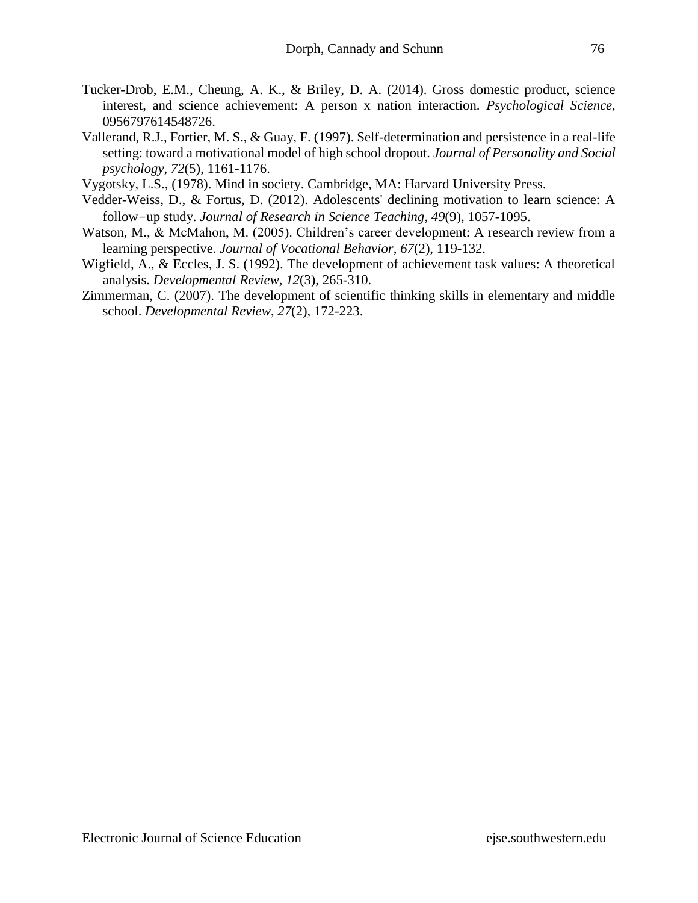Tucker-Drob, E.M., Cheung, A. K., & Briley, D. A. (2014). Gross domestic product, science interest, and science achievement: A person x nation interaction. *Psychological Science*, 0956797614548726.

Vallerand, R.J., Fortier, M. S., & Guay, F. (1997). Self-determination and persistence in a real-life setting: toward a motivational model of high school dropout. *Journal of Personality and Social psychology*, *72*(5), 1161-1176.

Vygotsky, L.S., (1978). Mind in society. Cambridge, MA: Harvard University Press.

Vedder-Weiss, D., & Fortus, D. (2012). Adolescents' declining motivation to learn science: A follow−up study. *Journal of Research in Science Teaching*, *49*(9), 1057-1095.

Watson, M., & McMahon, M. (2005). Children's career development: A research review from a learning perspective. *Journal of Vocational Behavior*, *67*(2), 119-132.

Wigfield, A., & Eccles, J. S. (1992). The development of achievement task values: A theoretical analysis. *Developmental Review*, *12*(3), 265-310.

Zimmerman, C. (2007). The development of scientific thinking skills in elementary and middle school. *Developmental Review*, *27*(2), 172-223.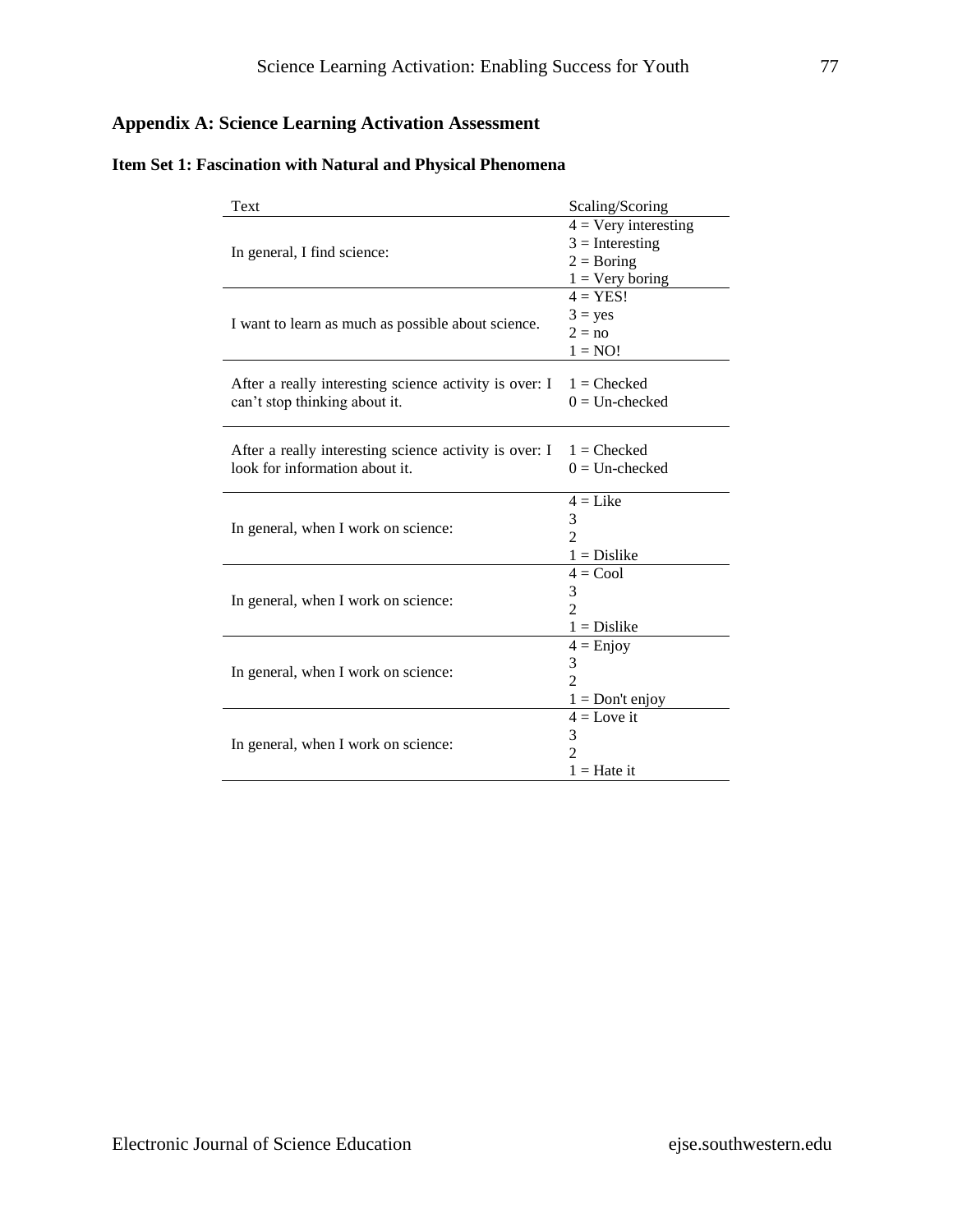## Appendix A: Science Learning Activation Assessment

### Item Set 1: Fascination with Natural and Physical Phenomena

| Text | Scaling/Scoring |
|---|---|
| In general, I find science: | 4 = Very interesting<br>3 = Interesting<br>2 = Boring<br>1 = Very boring |
| I want to learn as much as possible about science. | 4 = YES!<br>3 = yes<br>2 = no<br>1 = NO! |
| After a really interesting science activity is over: I can't stop thinking about it. | 1 = Checked<br>0 = Un-checked |
| After a really interesting science activity is over: I look for information about it. | 1 = Checked<br>0 = Un-checked |
| In general, when I work on science: | 4 = Like<br>3<br>2<br>1 = Dislike |
| In general, when I work on science: | 4 = Cool<br>3<br>2<br>1 = Dislike |
| In general, when I work on science: | 4 = Enjoy<br>3<br>2<br>1 = Don't enjoy |
| In general, when I work on science: | 4 = Love it<br>3<br>2<br>1 = Hate it |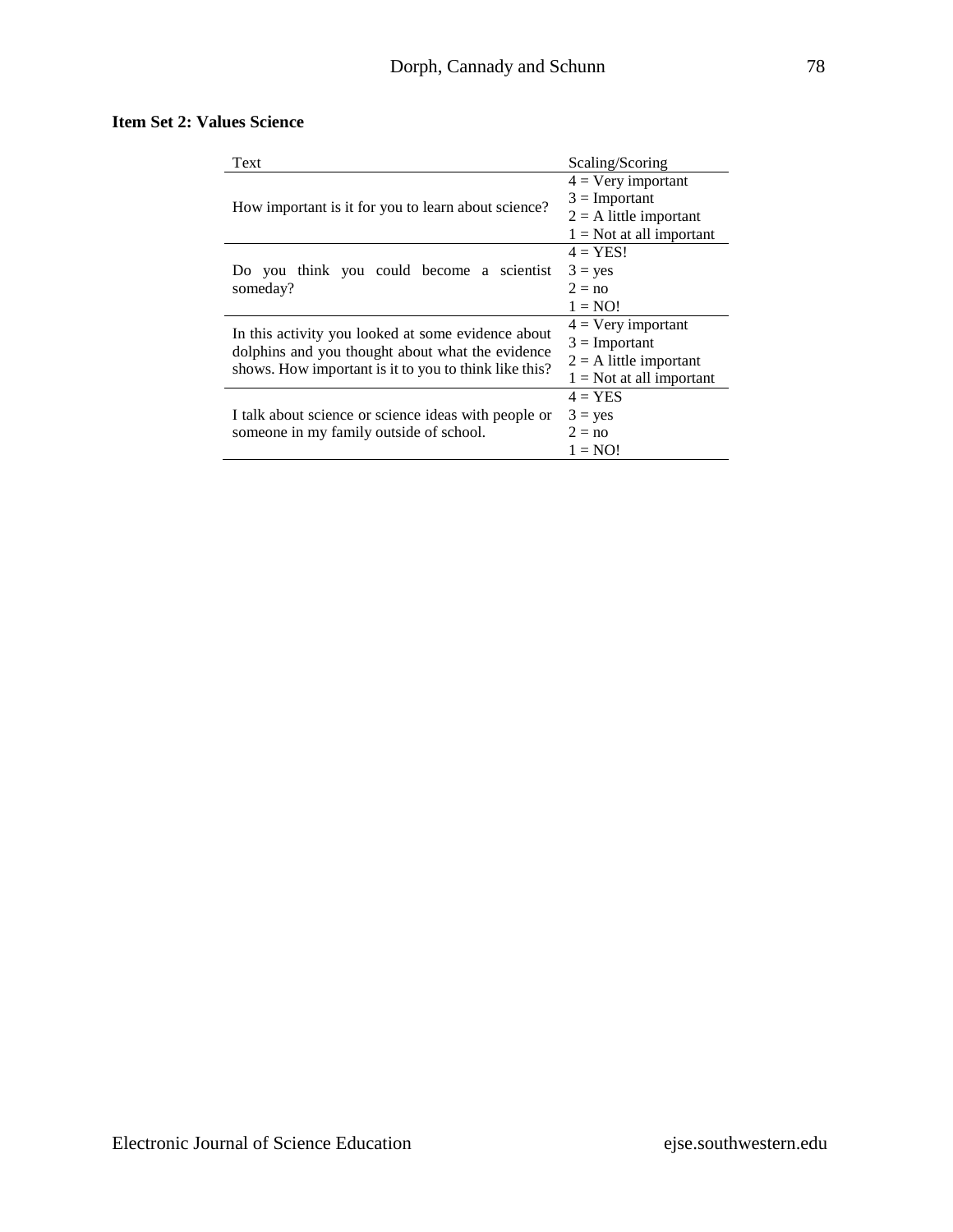**Item Set 2: Values Science**

| Text | Scaling/Scoring |
|---|---|
| How important is it for you to learn about science? | 4 = Very important<br>3 = Important<br>2 = A little important<br>1 = Not at all important |
| Do you think you could become a scientist someday? | 4 = YES!<br>3 = yes<br>2 = no<br>1 = NO! |
| In this activity you looked at some evidence about dolphins and you thought about what the evidence shows. How important is it to you to think like this? | 4 = Very important<br>3 = Important<br>2 = A little important<br>1 = Not at all important |
| I talk about science or science ideas with people or someone in my family outside of school. | 4 = YES<br>3 = yes<br>2 = no<br>1 = NO! |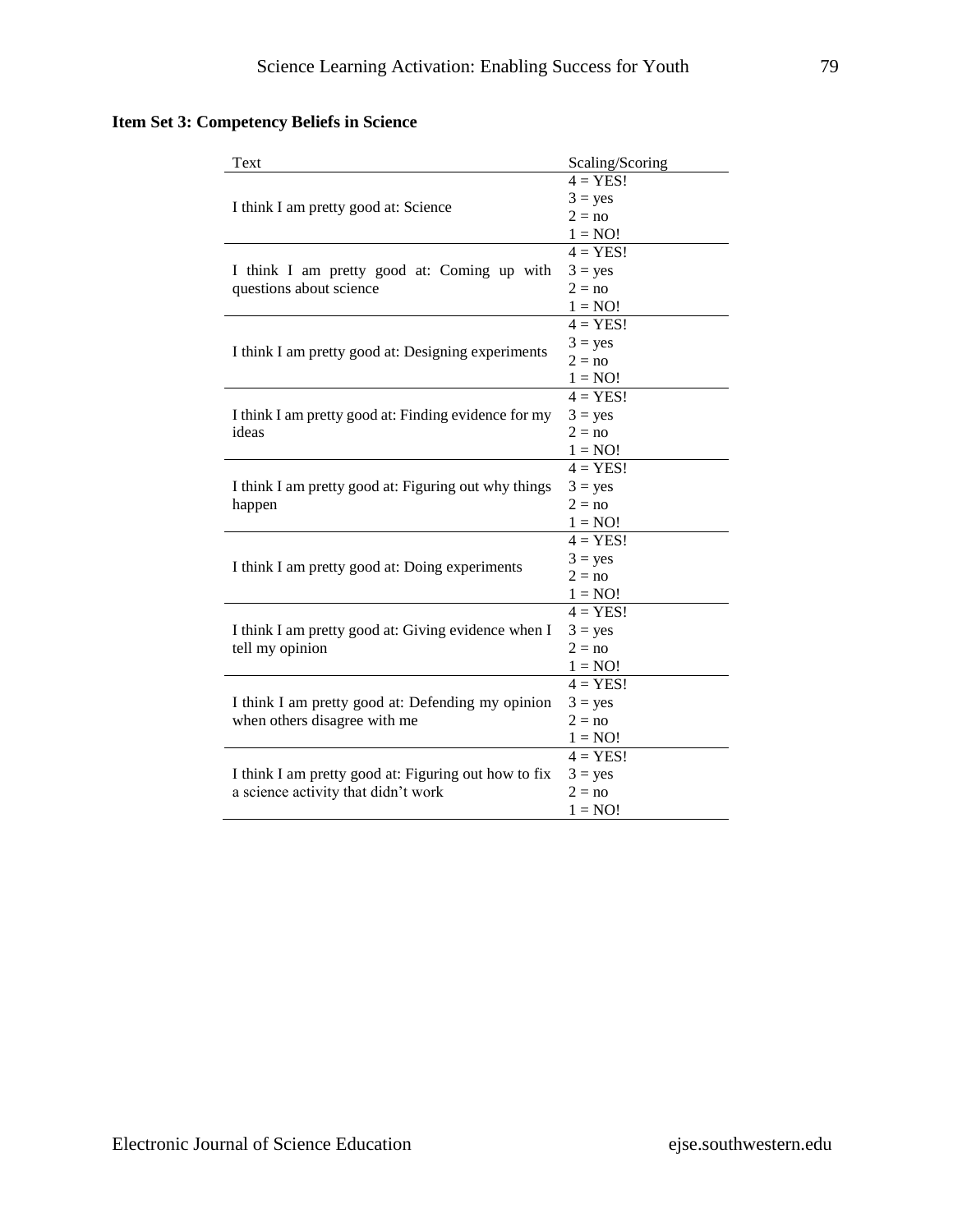**Item Set 3: Competency Beliefs in Science**

| Text | Scaling/Scoring |
|---|---|
| I think I am pretty good at: Science | 4 = YES!<br>3 = yes<br>2 = no<br>1 = NO! |
| I think I am pretty good at: Coming up with questions about science | 4 = YES!<br>3 = yes<br>2 = no<br>1 = NO! |
| I think I am pretty good at: Designing experiments | 4 = YES!<br>3 = yes<br>2 = no<br>1 = NO! |
| I think I am pretty good at: Finding evidence for my ideas | 4 = YES!<br>3 = yes<br>2 = no<br>1 = NO! |
| I think I am pretty good at: Figuring out why things happen | 4 = YES!<br>3 = yes<br>2 = no<br>1 = NO! |
| I think I am pretty good at: Doing experiments | 4 = YES!<br>3 = yes<br>2 = no<br>1 = NO! |
| I think I am pretty good at: Giving evidence when I tell my opinion | 4 = YES!<br>3 = yes<br>2 = no<br>1 = NO! |
| I think I am pretty good at: Defending my opinion when others disagree with me | 4 = YES!<br>3 = yes<br>2 = no<br>1 = NO! |
| I think I am pretty good at: Figuring out how to fix a science activity that didn't work | 4 = YES!<br>3 = yes<br>2 = no<br>1 = NO! |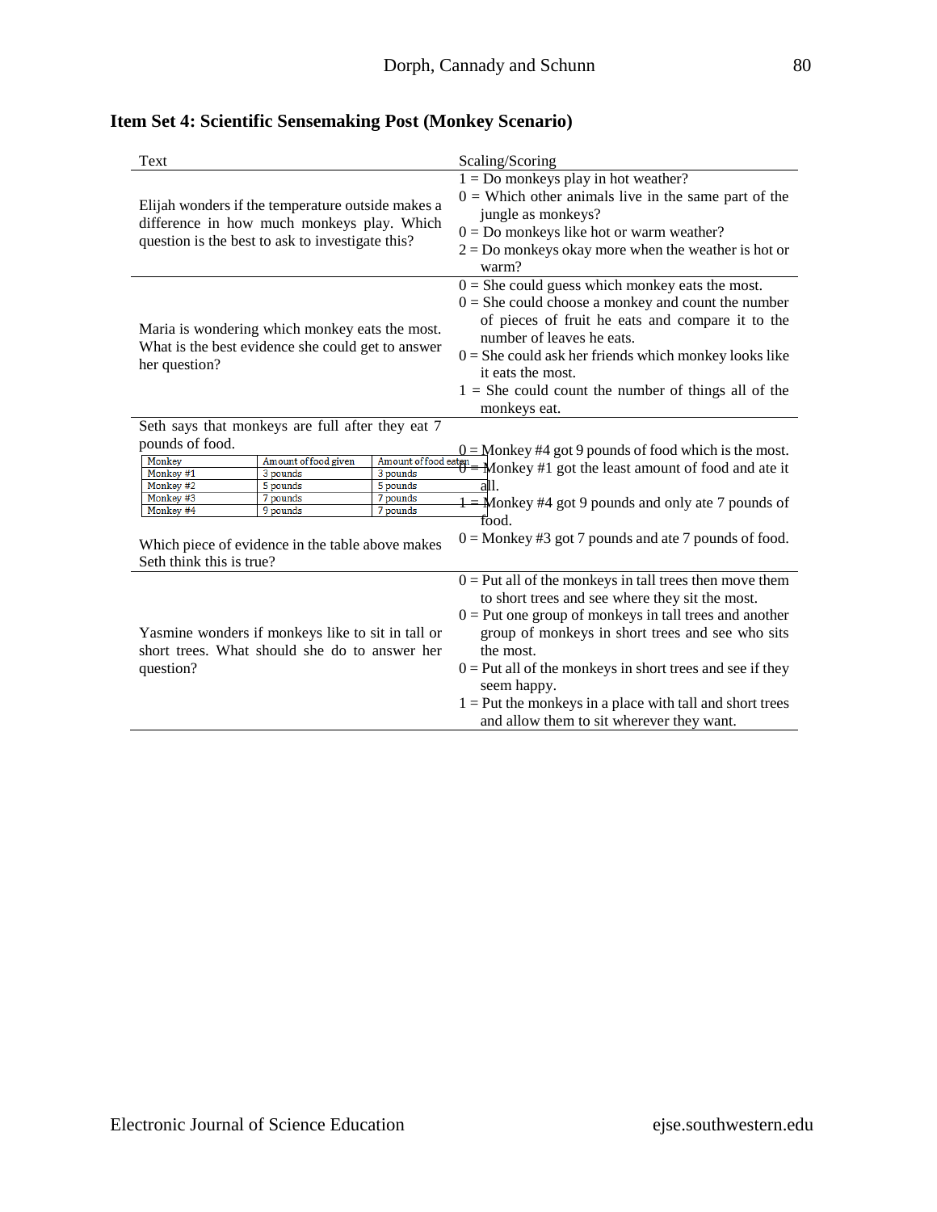## Item Set 4: Scientific Sensemaking Post (Monkey Scenario)

| Text | Scaling/Scoring |
|---|---|
| Elijah wonders if the temperature outside makes a difference in how much monkeys play. Which question is the best to ask to investigate this? | 1 = Do monkeys play in hot weather?<br>0 = Which other animals live in the same part of the jungle as monkeys?<br>0 = Do monkeys like hot or warm weather?<br>2 = Do monkeys okay more when the weather is hot or warm? |
| Maria is wondering which monkey eats the most. What is the best evidence she could get to answer her question? | 0 = She could guess which monkey eats the most.<br>0 = She could choose a monkey and count the number of pieces of fruit he eats and compare it to the number of leaves he eats.<br>0 = She could ask her friends which monkey looks like it eats the most.<br>1 = She could count the number of things all of the monkeys eat. |
| Seth says that monkeys are full after they eat 7 pounds of food.<br><br>Monkey / Amount of food given / Amount of food eaten<br>Monkey #1 / 3 pounds / 3 pounds<br>Monkey #2 / 5 pounds / 5 pounds<br>Monkey #3 / 7 pounds / 7 pounds<br>Monkey #4 / 9 pounds / 7 pounds<br><br>Which piece of evidence in the table above makes Seth think this is true? | 0 = Monkey #4 got 9 pounds of food which is the most.<br>0 = Monkey #1 got the least amount of food and ate it all.<br>1 = Monkey #4 got 9 pounds and only ate 7 pounds of food.<br>0 = Monkey #3 got 7 pounds and ate 7 pounds of food. |
| Yasmine wonders if monkeys like to sit in tall or short trees. What should she do to answer her question? | 0 = Put all of the monkeys in tall trees then move them to short trees and see where they sit the most.<br>0 = Put one group of monkeys in tall trees and another group of monkeys in short trees and see who sits the most.<br>0 = Put all of the monkeys in short trees and see if they seem happy.<br>1 = Put the monkeys in a place with tall and short trees and allow them to sit wherever they want. |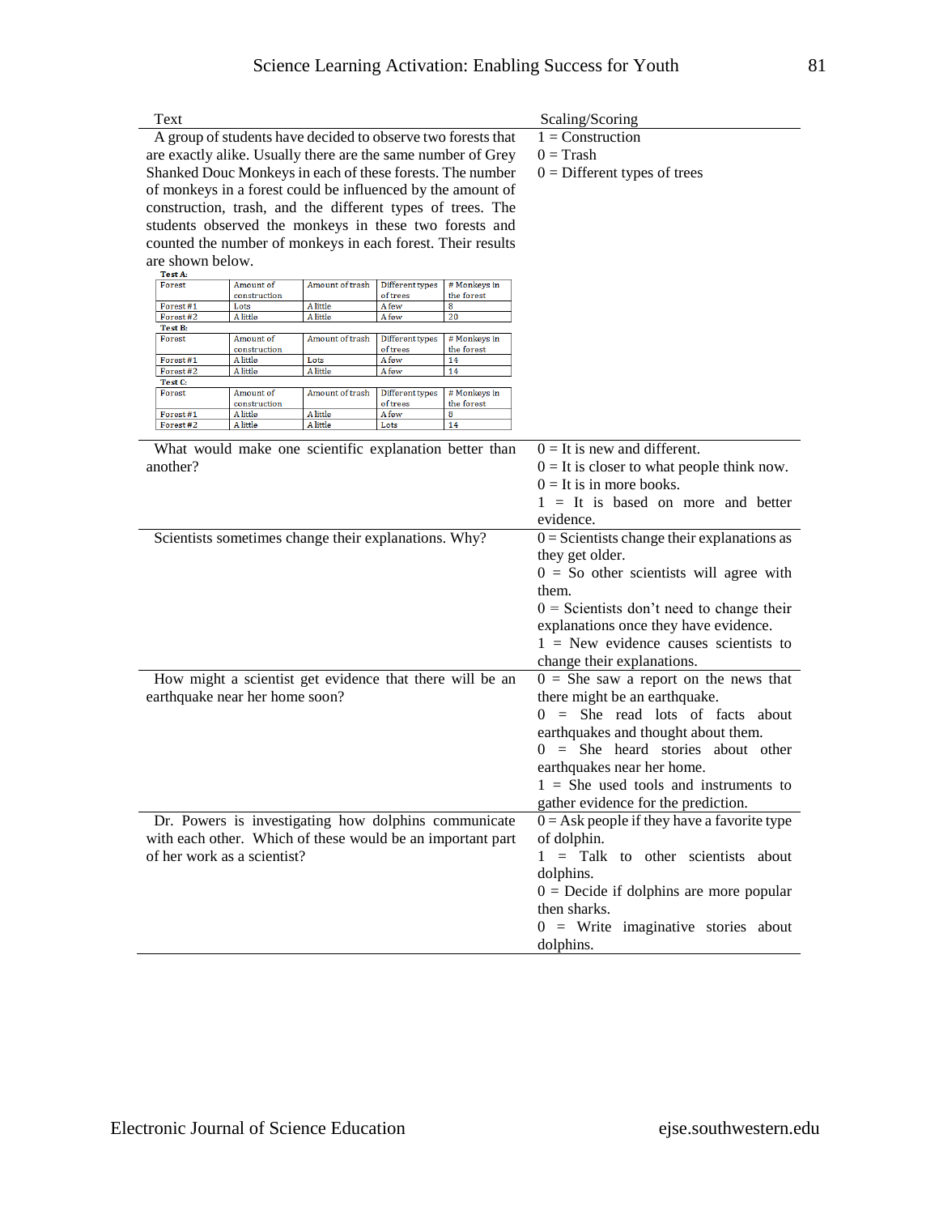| Text | Scaling/Scoring |
|---|---|
| A group of students have decided to observe two forests that are exactly alike. Usually there are the same number of Grey Shanked Douc Monkeys in each of these forests. The number of monkeys in a forest could be influenced by the amount of construction, trash, and the different types of trees. The students observed the monkeys in these two forests and counted the number of monkeys in each forest. Their results are shown below. | 1 = Construction<br>0 = Trash<br>0 = Different types of trees |

**Test A:**

| Forest | Amount of construction | Amount of trash | Different types of trees | # Monkeys in the forest |
|---|---|---|---|---|
| Forest #1 | Lots | A little | A few | 8 |
| Forest #2 | A little | A little | A few | 20 |

**Test B:**

| Forest | Amount of construction | Amount of trash | Different types of trees | # Monkeys in the forest |
|---|---|---|---|---|
| Forest #1 | A little | Lots | A few | 14 |
| Forest #2 | A little | A little | A few | 14 |

**Test C:**

| Forest | Amount of construction | Amount of trash | Different types of trees | # Monkeys in the forest |
|---|---|---|---|---|
| Forest #1 | A little | A little | A few | 8 |
| Forest #2 | A little | A little | Lots | 14 |

| Text | Scaling/Scoring |
|---|---|
| What would make one scientific explanation better than another? | 0 = It is new and different.<br>0 = It is closer to what people think now.<br>0 = It is in more books.<br>1 = It is based on more and better evidence. |
| Scientists sometimes change their explanations. Why? | 0 = Scientists change their explanations as they get older.<br>0 = So other scientists will agree with them.<br>0 = Scientists don't need to change their explanations once they have evidence.<br>1 = New evidence causes scientists to change their explanations. |
| How might a scientist get evidence that there will be an earthquake near her home soon? | 0 = She saw a report on the news that there might be an earthquake.<br>0 = She read lots of facts about earthquakes and thought about them.<br>0 = She heard stories about other earthquakes near her home.<br>1 = She used tools and instruments to gather evidence for the prediction. |
| Dr. Powers is investigating how dolphins communicate with each other. Which of these would be an important part of her work as a scientist? | 0 = Ask people if they have a favorite type of dolphin.<br>1 = Talk to other scientists about dolphins.<br>0 = Decide if dolphins are more popular then sharks.<br>0 = Write imaginative stories about dolphins. |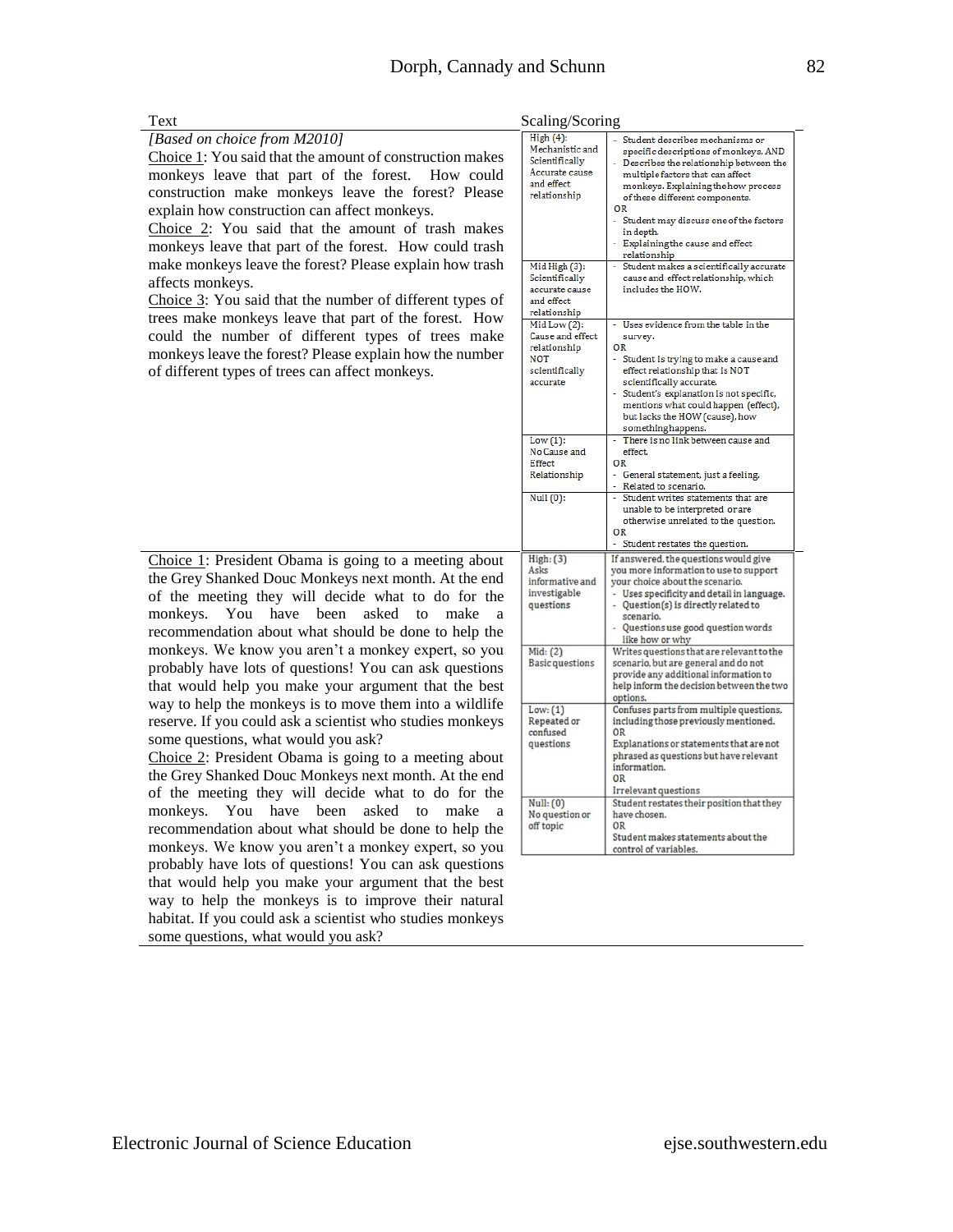| Text | Scaling/Scoring | |
|---|---|---|
| *[Based on choice from M2010]*<br>Choice 1: You said that the amount of construction makes monkeys leave that part of the forest. How could construction make monkeys leave the forest? Please explain how construction can affect monkeys.<br>Choice 2: You said that the amount of trash makes monkeys leave that part of the forest. How could trash make monkeys leave the forest? Please explain how trash affects monkeys.<br>Choice 3: You said that the number of different types of trees make monkeys leave that part of the forest. How could the number of different types of trees make monkeys leave the forest? Please explain how the number of different types of trees can affect monkeys. | High (4): Mechanistic and Scientifically Accurate cause and effect relationship | - Student describes mechanisms or specific descriptions of monkeys, AND<br>- Describes the relationship between the multiple factors that can affect monkeys. Explaining the how process of these different components.<br>OR<br>- Student may discuss one of the factors in depth.<br>- Explaining the cause and effect relationship |
| | Mid High (3): Scientifically accurate cause and effect relationship | - Student makes a scientifically accurate cause and effect relationship, which includes the HOW. |
| | Mid Low (2): Cause and effect relationship NOT scientifically accurate | - Uses evidence from the table in the survey.<br>OR<br>- Student is trying to make a cause and effect relationship that is NOT scientifically accurate.<br>- Student's explanation is not specific, mentions what could happen (effect), but lacks the HOW (cause), how something happens. |
| | Low (1): No Cause and Effect Relationship | - There is no link between cause and effect.<br>OR<br>- General statement, just a feeling.<br>- Related to scenario. |
| | Null (0): | - Student writes statements that are unable to be interpreted or are otherwise unrelated to the question.<br>OR<br>- Student restates the question. |
| Choice 1: President Obama is going to a meeting about the Grey Shanked Douc Monkeys next month. At the end of the meeting they will decide what to do for the monkeys. You have been asked to make a recommendation about what should be done to help the monkeys. We know you aren't a monkey expert, so you probably have lots of questions! You can ask questions that would help you make your argument that the best way to help the monkeys is to move them into a wildlife reserve. If you could ask a scientist who studies monkeys some questions, what would you ask?<br>Choice 2: President Obama is going to a meeting about the Grey Shanked Douc Monkeys next month. At the end of the meeting they will decide what to do for the monkeys. You have been asked to make a recommendation about what should be done to help the monkeys. We know you aren't a monkey expert, so you probably have lots of questions! You can ask questions that would help you make your argument that the best way to help the monkeys is to improve their natural habitat. If you could ask a scientist who studies monkeys some questions, what would you ask? | High: (3) Asks informative and investigable questions | If answered, the questions would give you more information to use to support your choice about the scenario.<br>- Uses specificity and detail in language.<br>- Question(s) is directly related to scenario.<br>- Questions use good question words like how or why |
| | Mid: (2) Basic questions | Writes questions that are relevant to the scenario, but are general and do not provide any additional information to help inform the decision between the two options. |
| | Low: (1) Repeated or confused questions | Confuses parts from multiple questions, including those previously mentioned.<br>OR<br>Explanations or statements that are not phrased as questions but have relevant information.<br>OR<br>Irrelevant questions |
| | Null: (0) No question or off topic | Student restates their position that they have chosen.<br>OR<br>Student makes statements about the control of variables. |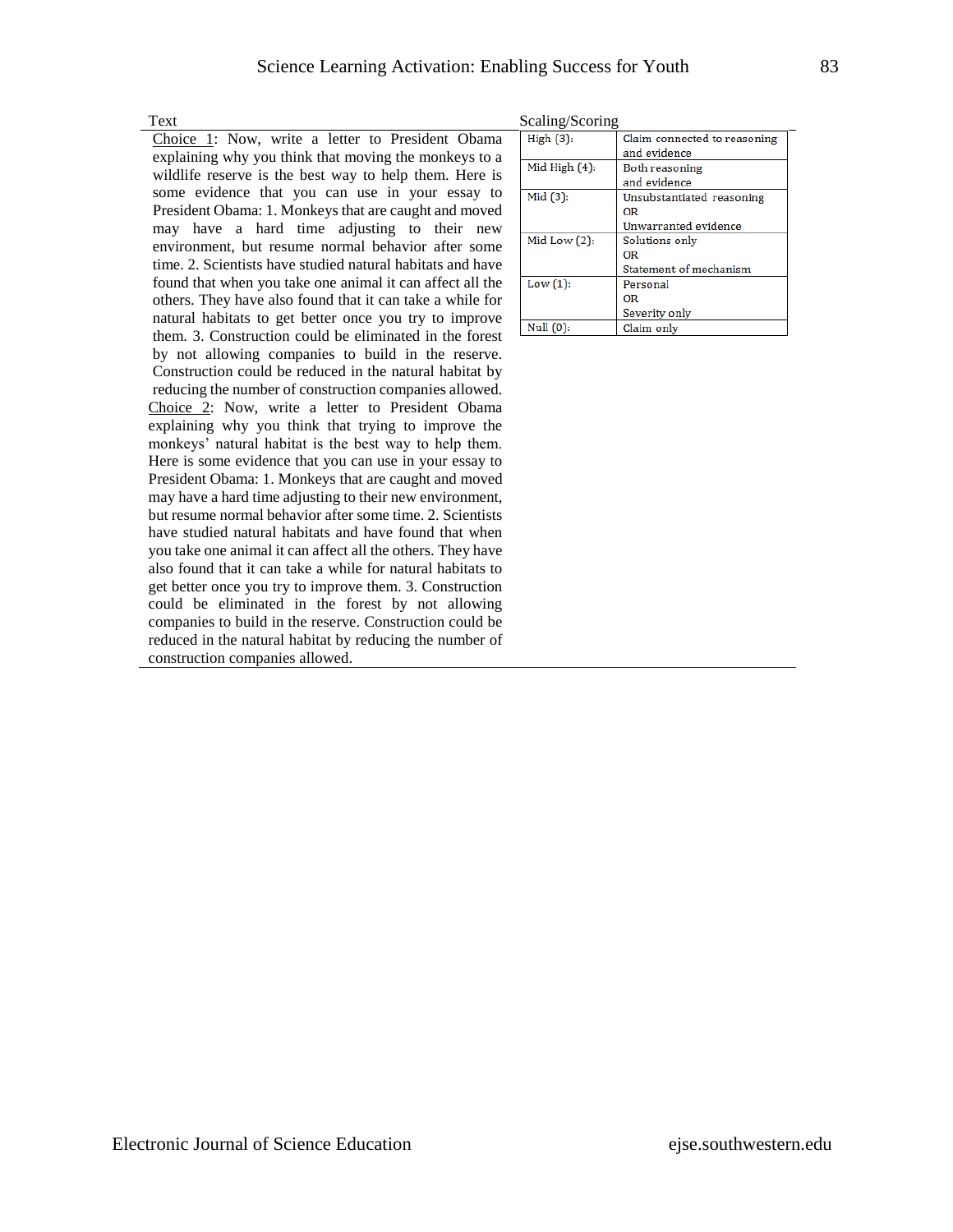| Text | Scaling/Scoring | |
|---|---|---|
| Choice 1: Now, write a letter to President Obama explaining why you think that moving the monkeys to a wildlife reserve is the best way to help them. Here is some evidence that you can use in your essay to President Obama: 1. Monkeys that are caught and moved may have a hard time adjusting to their new environment, but resume normal behavior after some time. 2. Scientists have studied natural habitats and have found that when you take one animal it can affect all the others. They have also found that it can take a while for natural habitats to get better once you try to improve them. 3. Construction could be eliminated in the forest by not allowing companies to build in the reserve. Construction could be reduced in the natural habitat by reducing the number of construction companies allowed.<br>Choice 2: Now, write a letter to President Obama explaining why you think that trying to improve the monkeys' natural habitat is the best way to help them. Here is some evidence that you can use in your essay to President Obama: 1. Monkeys that are caught and moved may have a hard time adjusting to their new environment, but resume normal behavior after some time. 2. Scientists have studied natural habitats and have found that when you take one animal it can affect all the others. They have also found that it can take a while for natural habitats to get better once you try to improve them. 3. Construction could be eliminated in the forest by not allowing companies to build in the reserve. Construction could be reduced in the natural habitat by reducing the number of construction companies allowed. | High (3):<br>Mid High (4):<br>Mid (3):<br>Mid Low (2):<br>Low (1):<br>Null (0): | Claim connected to reasoning and evidence<br>Both reasoning and evidence<br>Unsubstantiated reasoning OR Unwarranted evidence<br>Solutions only OR Statement of mechanism<br>Personal OR Severity only<br>Claim only |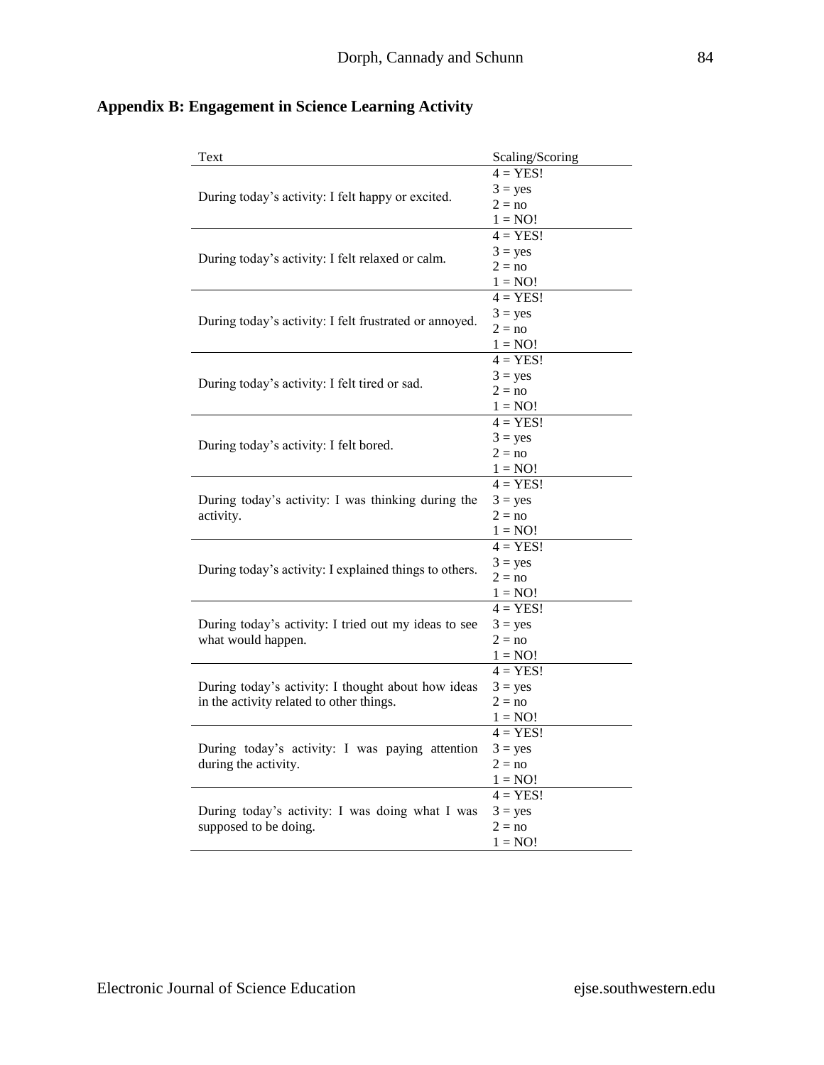## Appendix B: Engagement in Science Learning Activity

| Text | Scaling/Scoring |
|---|---|
| During today's activity: I felt happy or excited. | 4 = YES!<br>3 = yes<br>2 = no<br>1 = NO! |
| During today's activity: I felt relaxed or calm. | 4 = YES!<br>3 = yes<br>2 = no<br>1 = NO! |
| During today's activity: I felt frustrated or annoyed. | 4 = YES!<br>3 = yes<br>2 = no<br>1 = NO! |
| During today's activity: I felt tired or sad. | 4 = YES!<br>3 = yes<br>2 = no<br>1 = NO! |
| During today's activity: I felt bored. | 4 = YES!<br>3 = yes<br>2 = no<br>1 = NO! |
| During today's activity: I was thinking during the activity. | 4 = YES!<br>3 = yes<br>2 = no<br>1 = NO! |
| During today's activity: I explained things to others. | 4 = YES!<br>3 = yes<br>2 = no<br>1 = NO! |
| During today's activity: I tried out my ideas to see what would happen. | 4 = YES!<br>3 = yes<br>2 = no<br>1 = NO! |
| During today's activity: I thought about how ideas in the activity related to other things. | 4 = YES!<br>3 = yes<br>2 = no<br>1 = NO! |
| During today's activity: I was paying attention during the activity. | 4 = YES!<br>3 = yes<br>2 = no<br>1 = NO! |
| During today's activity: I was doing what I was supposed to be doing. | 4 = YES!<br>3 = yes<br>2 = no<br>1 = NO! |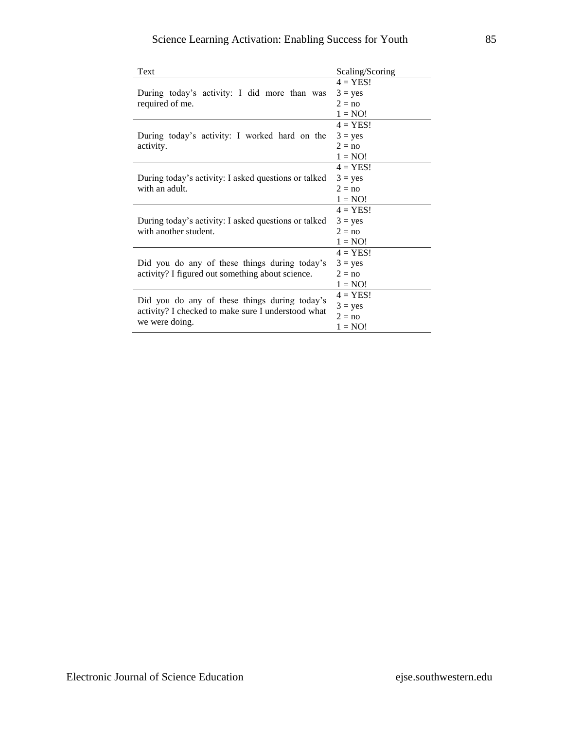| Text | Scaling/Scoring |
|---|---|
| During today's activity: I did more than was required of me. | 4 = YES!<br>3 = yes<br>2 = no<br>1 = NO! |
| During today's activity: I worked hard on the activity. | 4 = YES!<br>3 = yes<br>2 = no<br>1 = NO! |
| During today's activity: I asked questions or talked with an adult. | 4 = YES!<br>3 = yes<br>2 = no<br>1 = NO! |
| During today's activity: I asked questions or talked with another student. | 4 = YES!<br>3 = yes<br>2 = no<br>1 = NO! |
| Did you do any of these things during today's activity? I figured out something about science. | 4 = YES!<br>3 = yes<br>2 = no<br>1 = NO! |
| Did you do any of these things during today's activity? I checked to make sure I understood what we were doing. | 4 = YES!<br>3 = yes<br>2 = no<br>1 = NO! |